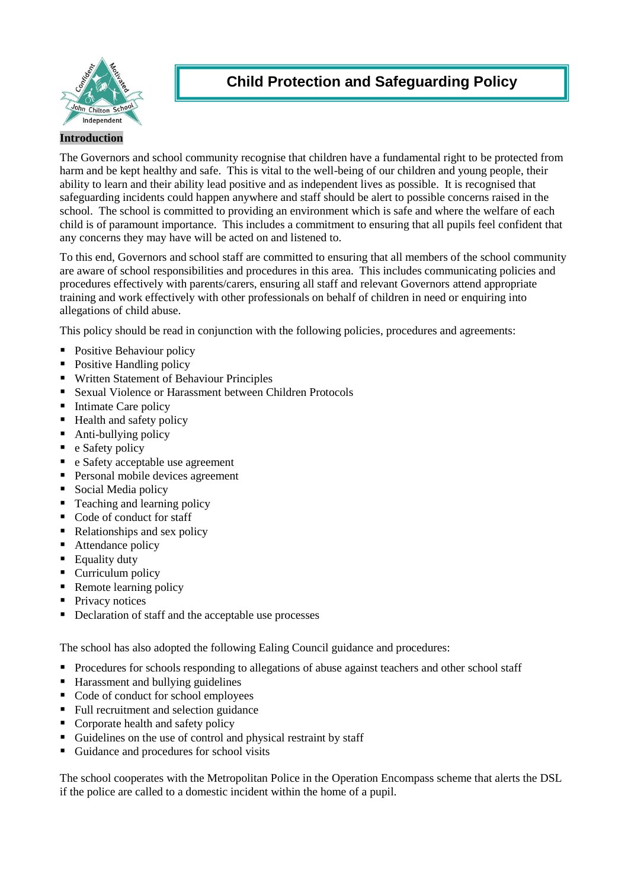# Child Protection and Safeguarding Policy

## Introduction

The Governors and school community recognise that children have a fundamental right to be protected from harm and be kept healthy and safe. This is vital to the well-being of our children and young people, their ability to learn and their ability lead positive and as independent lives as possible. It is recognised that safeguarding incidents could happen anywhere and staff should be alert to possible concerns raised in the school. The school is committed to providing an environment which is safe and where the welfare of each child is of paramount importance. This includes a commitment to ensuring that all pupils feel confident that any concerns they may have will be acted on and listened to.

To this end, Governors and school staff are committed to ensuring that all members of the school community are aware of school responsibilities and procedures in this area. This includes communicating policies and procedures effectively with parents/carers, ensuring all staff and relevant Governors attend appropriate training and work effectively with other professionals on behalf of children in need or enquiring into allegations of child abuse.

This policy should be read in conjunction with the following policies, procedures and agreements:

- Positive Behaviour policy
- Positive Handling policy
- Written Statement of Behaviour Principles
- Sexual Violence or Harassment between Children Protocols
- Intimate Care policy
- Health and safety policy
- Anti-bullying policy
- e Safety policy
- e Safety acceptable use agreement
- Personal mobile devices agreement
- Social Media policy
- Teaching and learning policy
- Code of conduct for staff
- Relationships and sex policy
- Attendance policy
- Equality duty
- Curriculum policy
- Remote learning policy
- Privacy notices
- Declaration of staff and the acceptable use processes

The school has also adopted the following Ealing Council guidance and procedures:

- Procedures for schools responding to allegations of abuse against teachers and other school staff
- Harassment and bullying guidelines
- Code of conduct for school employees
- Full recruitment and selection guidance
- Corporate health and safety policy
- Guidelines on the use of control and physical restraint by staff
- Guidance and procedures for school visits

The school cooperates with the Metropolitan Police in the Operation Encompass scheme that alerts the DSL if the police are called to a domestic incident within the home of a pupil.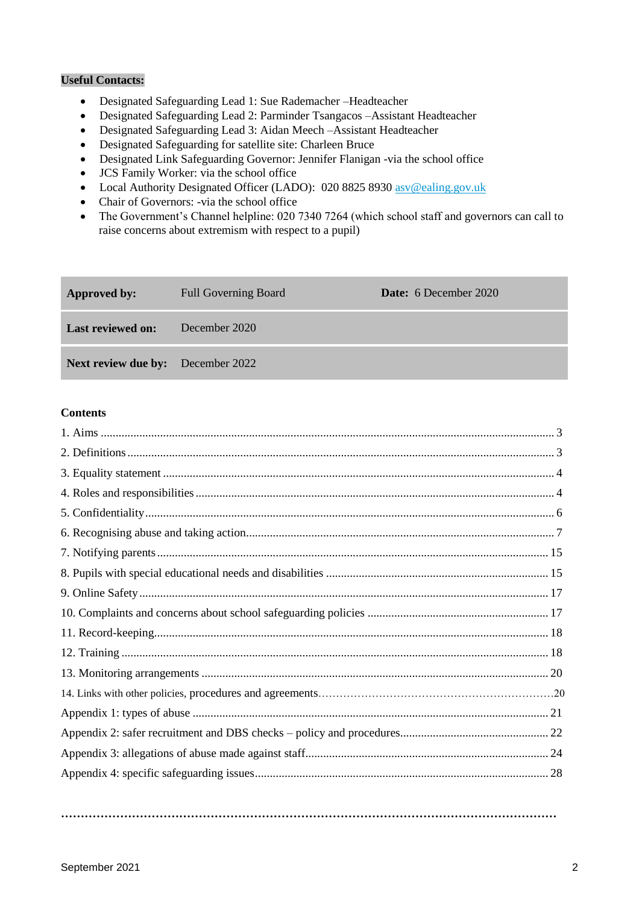**Useful Contacts:**

- Designated Safeguarding Lead 1: Sue Rademacher –Headteacher
- Designated Safeguarding Lead 2: Parminder Tsangacos –Assistant Headteacher
- Designated Safeguarding Lead 3: Aidan Meech –Assistant Headteacher
- Designated Safeguarding for satellite site: Charleen Bruce
- Designated Link Safeguarding Governor: Jennifer Flanigan -via the school office
- JCS Family Worker: via the school office
- Local Authority Designated Officer (LADO): 020 8825 8930 asv@ealing.gov.uk
- Chair of Governors: -via the school office
- The Government's Channel helpline: 020 7340 7264 (which school staff and governors can call to raise concerns about extremism with respect to a pupil)

| **Approved by:** | Full Governing Board | **Date:** 6 December 2020 |
|---|---|---|
| **Last reviewed on:** | December 2020 | |
| **Next review due by:** | December 2022 | |

**Contents**

1. Aims ..... 3
2. Definitions ..... 3
3. Equality statement ..... 4
4. Roles and responsibilities ..... 4
5. Confidentiality ..... 6
6. Recognising abuse and taking action ..... 7
7. Notifying parents ..... 15
8. Pupils with special educational needs and disabilities ..... 15
9. Online Safety ..... 17
10. Complaints and concerns about school safeguarding policies ..... 17
11. Record-keeping ..... 18
12. Training ..... 18
13. Monitoring arrangements ..... 20
14. Links with other policies, procedures and agreements ..... 20

Appendix 1: types of abuse ..... 21
Appendix 2: safer recruitment and DBS checks – policy and procedures ..... 22
Appendix 3: allegations of abuse made against staff ..... 24
Appendix 4: specific safeguarding issues ..... 28

September 2021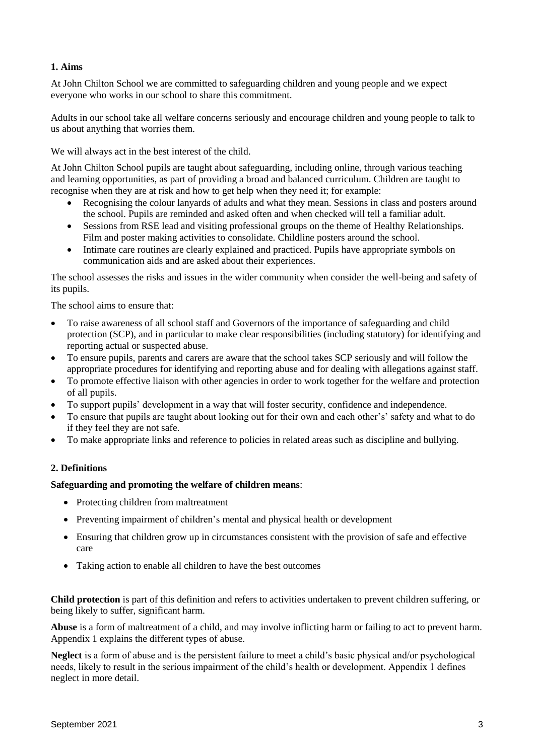## 1. Aims

At John Chilton School we are committed to safeguarding children and young people and we expect everyone who works in our school to share this commitment.

Adults in our school take all welfare concerns seriously and encourage children and young people to talk to us about anything that worries them.

We will always act in the best interest of the child.

At John Chilton School pupils are taught about safeguarding, including online, through various teaching and learning opportunities, as part of providing a broad and balanced curriculum. Children are taught to recognise when they are at risk and how to get help when they need it; for example:

- Recognising the colour lanyards of adults and what they mean. Sessions in class and posters around the school. Pupils are reminded and asked often and when checked will tell a familiar adult.
- Sessions from RSE lead and visiting professional groups on the theme of Healthy Relationships. Film and poster making activities to consolidate. Childline posters around the school.
- Intimate care routines are clearly explained and practiced. Pupils have appropriate symbols on communication aids and are asked about their experiences.

The school assesses the risks and issues in the wider community when consider the well-being and safety of its pupils.

The school aims to ensure that:

- To raise awareness of all school staff and Governors of the importance of safeguarding and child protection (SCP), and in particular to make clear responsibilities (including statutory) for identifying and reporting actual or suspected abuse.
- To ensure pupils, parents and carers are aware that the school takes SCP seriously and will follow the appropriate procedures for identifying and reporting abuse and for dealing with allegations against staff.
- To promote effective liaison with other agencies in order to work together for the welfare and protection of all pupils.
- To support pupils' development in a way that will foster security, confidence and independence.
- To ensure that pupils are taught about looking out for their own and each other's' safety and what to do if they feel they are not safe.
- To make appropriate links and reference to policies in related areas such as discipline and bullying.

## 2. Definitions

**Safeguarding and promoting the welfare of children means**:

- Protecting children from maltreatment
- Preventing impairment of children's mental and physical health or development
- Ensuring that children grow up in circumstances consistent with the provision of safe and effective care
- Taking action to enable all children to have the best outcomes

**Child protection** is part of this definition and refers to activities undertaken to prevent children suffering, or being likely to suffer, significant harm.

**Abuse** is a form of maltreatment of a child, and may involve inflicting harm or failing to act to prevent harm. Appendix 1 explains the different types of abuse.

**Neglect** is a form of abuse and is the persistent failure to meet a child's basic physical and/or psychological needs, likely to result in the serious impairment of the child's health or development. Appendix 1 defines neglect in more detail.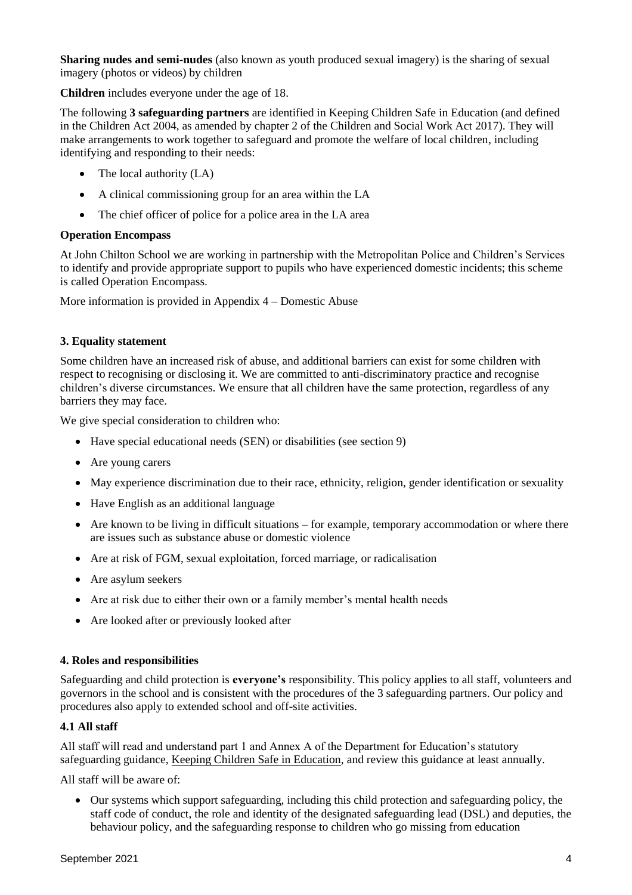**Sharing nudes and semi-nudes** (also known as youth produced sexual imagery) is the sharing of sexual imagery (photos or videos) by children

**Children** includes everyone under the age of 18.

The following **3 safeguarding partners** are identified in Keeping Children Safe in Education (and defined in the Children Act 2004, as amended by chapter 2 of the Children and Social Work Act 2017). They will make arrangements to work together to safeguard and promote the welfare of local children, including identifying and responding to their needs:

- The local authority (LA)
- A clinical commissioning group for an area within the LA
- The chief officer of police for a police area in the LA area

**Operation Encompass**

At John Chilton School we are working in partnership with the Metropolitan Police and Children's Services to identify and provide appropriate support to pupils who have experienced domestic incidents; this scheme is called Operation Encompass.

More information is provided in Appendix 4 – Domestic Abuse

### 3. Equality statement

Some children have an increased risk of abuse, and additional barriers can exist for some children with respect to recognising or disclosing it. We are committed to anti-discriminatory practice and recognise children's diverse circumstances. We ensure that all children have the same protection, regardless of any barriers they may face.

We give special consideration to children who:

- Have special educational needs (SEN) or disabilities (see section 9)
- Are young carers
- May experience discrimination due to their race, ethnicity, religion, gender identification or sexuality
- Have English as an additional language
- Are known to be living in difficult situations – for example, temporary accommodation or where there are issues such as substance abuse or domestic violence
- Are at risk of FGM, sexual exploitation, forced marriage, or radicalisation
- Are asylum seekers
- Are at risk due to either their own or a family member's mental health needs
- Are looked after or previously looked after

### 4. Roles and responsibilities

Safeguarding and child protection is **everyone's** responsibility. This policy applies to all staff, volunteers and governors in the school and is consistent with the procedures of the 3 safeguarding partners. Our policy and procedures also apply to extended school and off-site activities.

#### 4.1 All staff

All staff will read and understand part 1 and Annex A of the Department for Education's statutory safeguarding guidance, Keeping Children Safe in Education, and review this guidance at least annually.

All staff will be aware of:

- Our systems which support safeguarding, including this child protection and safeguarding policy, the staff code of conduct, the role and identity of the designated safeguarding lead (DSL) and deputies, the behaviour policy, and the safeguarding response to children who go missing from education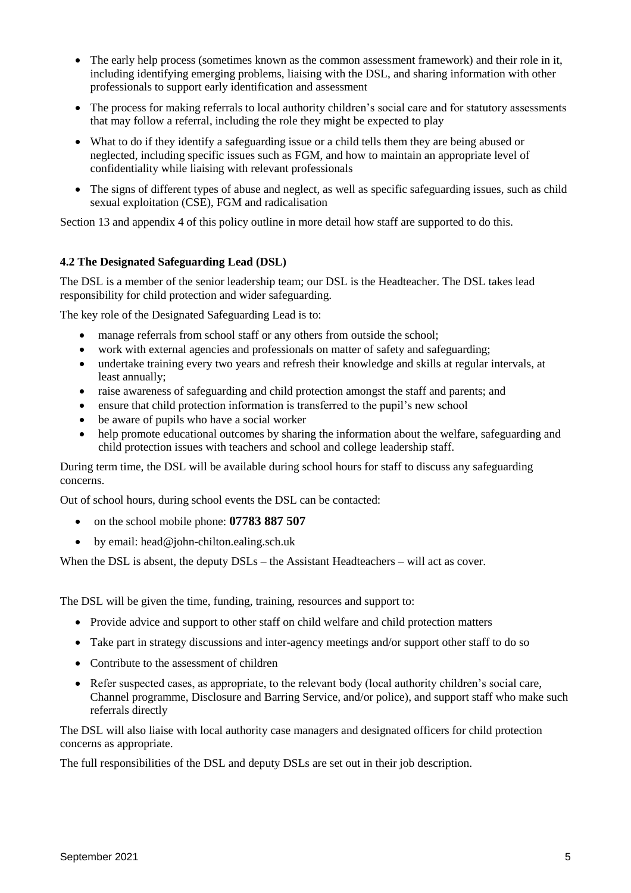- The early help process (sometimes known as the common assessment framework) and their role in it, including identifying emerging problems, liaising with the DSL, and sharing information with other professionals to support early identification and assessment
- The process for making referrals to local authority children's social care and for statutory assessments that may follow a referral, including the role they might be expected to play
- What to do if they identify a safeguarding issue or a child tells them they are being abused or neglected, including specific issues such as FGM, and how to maintain an appropriate level of confidentiality while liaising with relevant professionals
- The signs of different types of abuse and neglect, as well as specific safeguarding issues, such as child sexual exploitation (CSE), FGM and radicalisation

Section 13 and appendix 4 of this policy outline in more detail how staff are supported to do this.

**4.2 The Designated Safeguarding Lead (DSL)**

The DSL is a member of the senior leadership team; our DSL is the Headteacher. The DSL takes lead responsibility for child protection and wider safeguarding.

The key role of the Designated Safeguarding Lead is to:

- manage referrals from school staff or any others from outside the school;
- work with external agencies and professionals on matter of safety and safeguarding;
- undertake training every two years and refresh their knowledge and skills at regular intervals, at least annually;
- raise awareness of safeguarding and child protection amongst the staff and parents; and
- ensure that child protection information is transferred to the pupil's new school
- be aware of pupils who have a social worker
- help promote educational outcomes by sharing the information about the welfare, safeguarding and child protection issues with teachers and school and college leadership staff.

During term time, the DSL will be available during school hours for staff to discuss any safeguarding concerns.

Out of school hours, during school events the DSL can be contacted:

- on the school mobile phone: **07783 887 507**
- by email: head@john-chilton.ealing.sch.uk

When the DSL is absent, the deputy DSLs – the Assistant Headteachers – will act as cover.

The DSL will be given the time, funding, training, resources and support to:

- Provide advice and support to other staff on child welfare and child protection matters
- Take part in strategy discussions and inter-agency meetings and/or support other staff to do so
- Contribute to the assessment of children
- Refer suspected cases, as appropriate, to the relevant body (local authority children's social care, Channel programme, Disclosure and Barring Service, and/or police), and support staff who make such referrals directly

The DSL will also liaise with local authority case managers and designated officers for child protection concerns as appropriate.

The full responsibilities of the DSL and deputy DSLs are set out in their job description.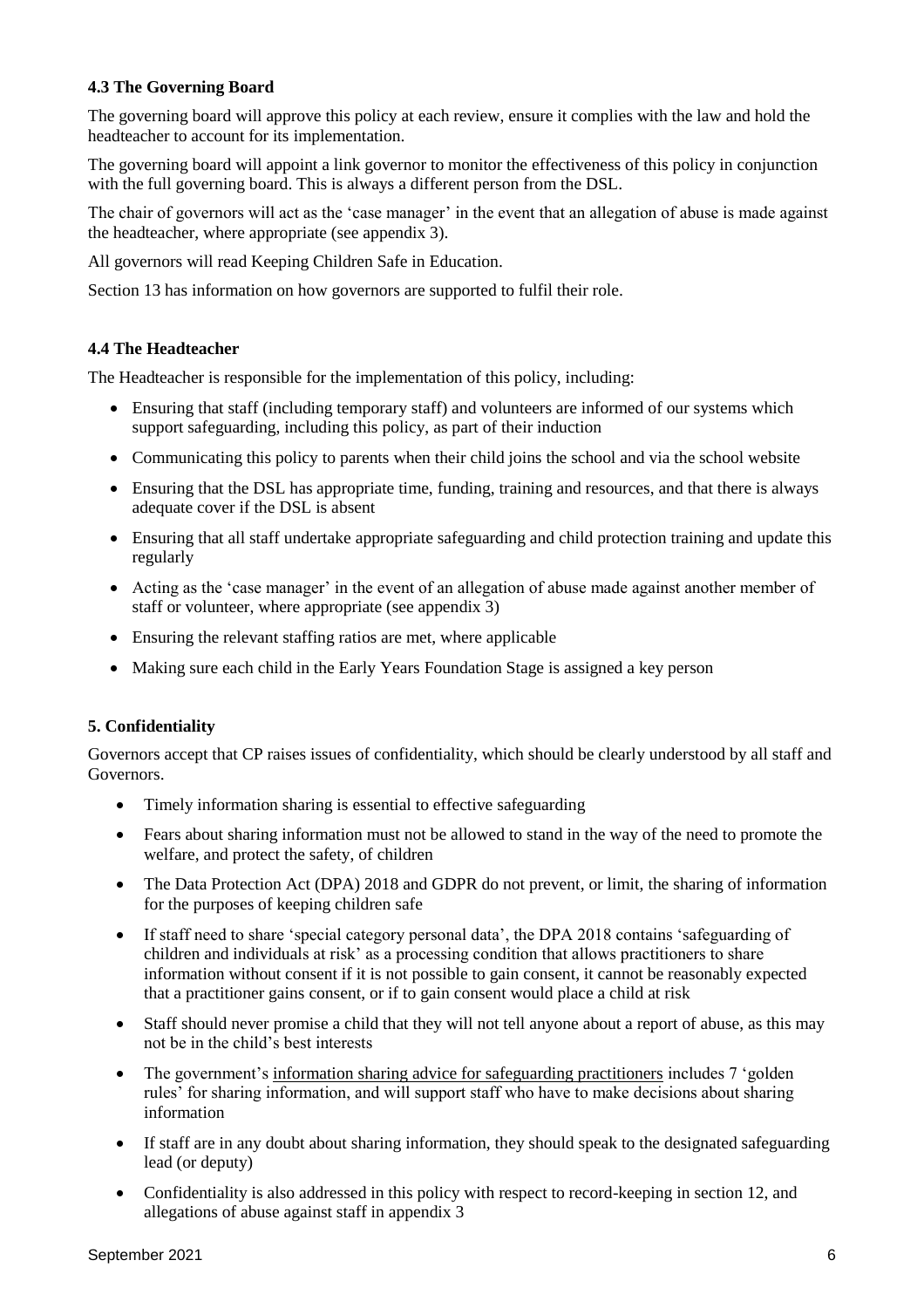### 4.3 The Governing Board

The governing board will approve this policy at each review, ensure it complies with the law and hold the headteacher to account for its implementation.

The governing board will appoint a link governor to monitor the effectiveness of this policy in conjunction with the full governing board. This is always a different person from the DSL.

The chair of governors will act as the 'case manager' in the event that an allegation of abuse is made against the headteacher, where appropriate (see appendix 3).

All governors will read Keeping Children Safe in Education.

Section 13 has information on how governors are supported to fulfil their role.

### 4.4 The Headteacher

The Headteacher is responsible for the implementation of this policy, including:

- Ensuring that staff (including temporary staff) and volunteers are informed of our systems which support safeguarding, including this policy, as part of their induction
- Communicating this policy to parents when their child joins the school and via the school website
- Ensuring that the DSL has appropriate time, funding, training and resources, and that there is always adequate cover if the DSL is absent
- Ensuring that all staff undertake appropriate safeguarding and child protection training and update this regularly
- Acting as the 'case manager' in the event of an allegation of abuse made against another member of staff or volunteer, where appropriate (see appendix 3)
- Ensuring the relevant staffing ratios are met, where applicable
- Making sure each child in the Early Years Foundation Stage is assigned a key person

## 5. Confidentiality

Governors accept that CP raises issues of confidentiality, which should be clearly understood by all staff and Governors.

- Timely information sharing is essential to effective safeguarding
- Fears about sharing information must not be allowed to stand in the way of the need to promote the welfare, and protect the safety, of children
- The Data Protection Act (DPA) 2018 and GDPR do not prevent, or limit, the sharing of information for the purposes of keeping children safe
- If staff need to share 'special category personal data', the DPA 2018 contains 'safeguarding of children and individuals at risk' as a processing condition that allows practitioners to share information without consent if it is not possible to gain consent, it cannot be reasonably expected that a practitioner gains consent, or if to gain consent would place a child at risk
- Staff should never promise a child that they will not tell anyone about a report of abuse, as this may not be in the child's best interests
- The government's information sharing advice for safeguarding practitioners includes 7 'golden rules' for sharing information, and will support staff who have to make decisions about sharing information
- If staff are in any doubt about sharing information, they should speak to the designated safeguarding lead (or deputy)
- Confidentiality is also addressed in this policy with respect to record-keeping in section 12, and allegations of abuse against staff in appendix 3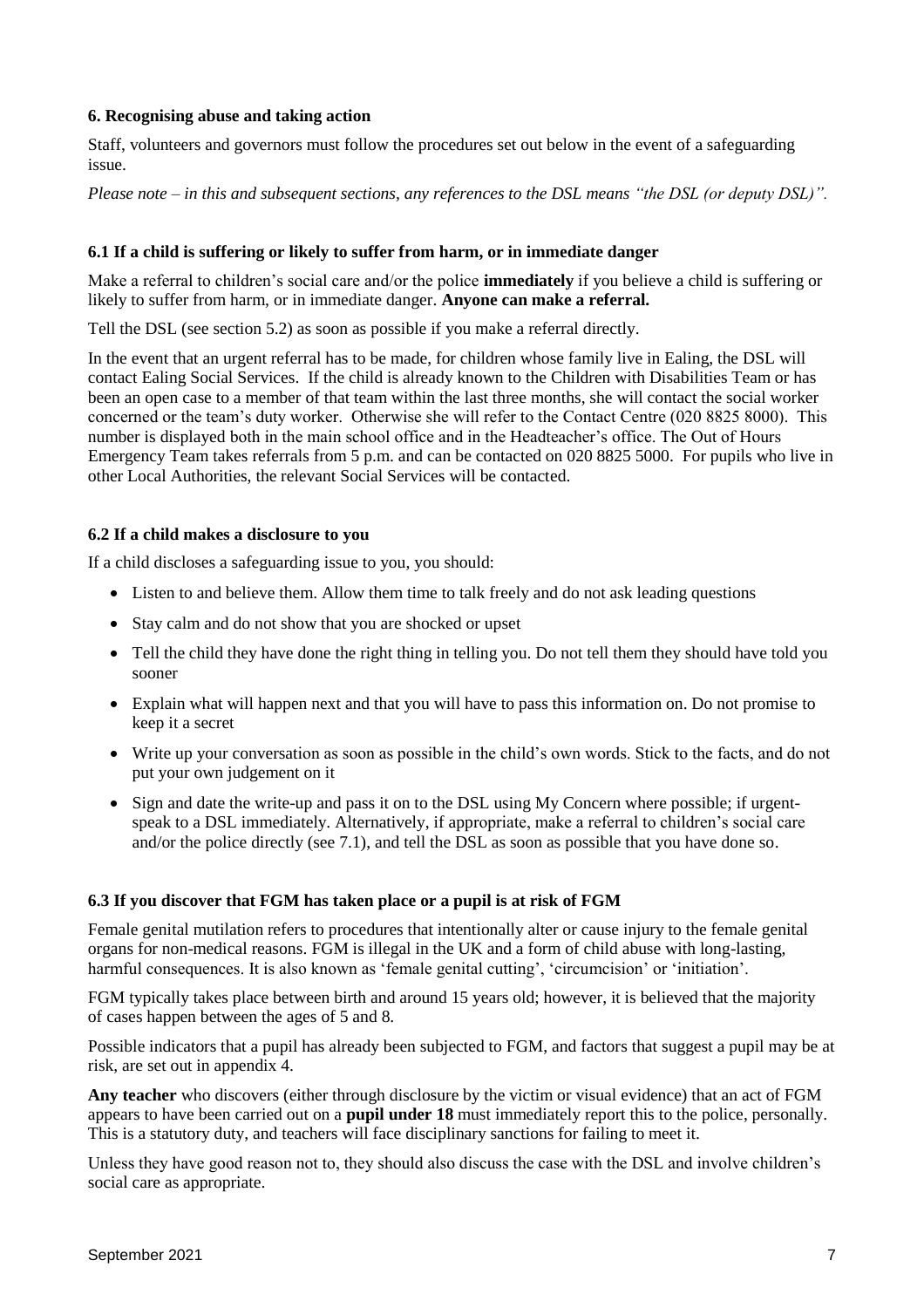### 6. Recognising abuse and taking action

Staff, volunteers and governors must follow the procedures set out below in the event of a safeguarding issue.

*Please note – in this and subsequent sections, any references to the DSL means "the DSL (or deputy DSL)".*

#### 6.1 If a child is suffering or likely to suffer from harm, or in immediate danger

Make a referral to children's social care and/or the police **immediately** if you believe a child is suffering or likely to suffer from harm, or in immediate danger. **Anyone can make a referral.**

Tell the DSL (see section 5.2) as soon as possible if you make a referral directly.

In the event that an urgent referral has to be made, for children whose family live in Ealing, the DSL will contact Ealing Social Services. If the child is already known to the Children with Disabilities Team or has been an open case to a member of that team within the last three months, she will contact the social worker concerned or the team's duty worker. Otherwise she will refer to the Contact Centre (020 8825 8000). This number is displayed both in the main school office and in the Headteacher's office. The Out of Hours Emergency Team takes referrals from 5 p.m. and can be contacted on 020 8825 5000. For pupils who live in other Local Authorities, the relevant Social Services will be contacted.

#### 6.2 If a child makes a disclosure to you

If a child discloses a safeguarding issue to you, you should:

- Listen to and believe them. Allow them time to talk freely and do not ask leading questions
- Stay calm and do not show that you are shocked or upset
- Tell the child they have done the right thing in telling you. Do not tell them they should have told you sooner
- Explain what will happen next and that you will have to pass this information on. Do not promise to keep it a secret
- Write up your conversation as soon as possible in the child's own words. Stick to the facts, and do not put your own judgement on it
- Sign and date the write-up and pass it on to the DSL using My Concern where possible; if urgent-speak to a DSL immediately. Alternatively, if appropriate, make a referral to children's social care and/or the police directly (see 7.1), and tell the DSL as soon as possible that you have done so.

#### 6.3 If you discover that FGM has taken place or a pupil is at risk of FGM

Female genital mutilation refers to procedures that intentionally alter or cause injury to the female genital organs for non-medical reasons. FGM is illegal in the UK and a form of child abuse with long-lasting, harmful consequences. It is also known as 'female genital cutting', 'circumcision' or 'initiation'.

FGM typically takes place between birth and around 15 years old; however, it is believed that the majority of cases happen between the ages of 5 and 8.

Possible indicators that a pupil has already been subjected to FGM, and factors that suggest a pupil may be at risk, are set out in appendix 4.

**Any teacher** who discovers (either through disclosure by the victim or visual evidence) that an act of FGM appears to have been carried out on a **pupil under 18** must immediately report this to the police, personally. This is a statutory duty, and teachers will face disciplinary sanctions for failing to meet it.

Unless they have good reason not to, they should also discuss the case with the DSL and involve children's social care as appropriate.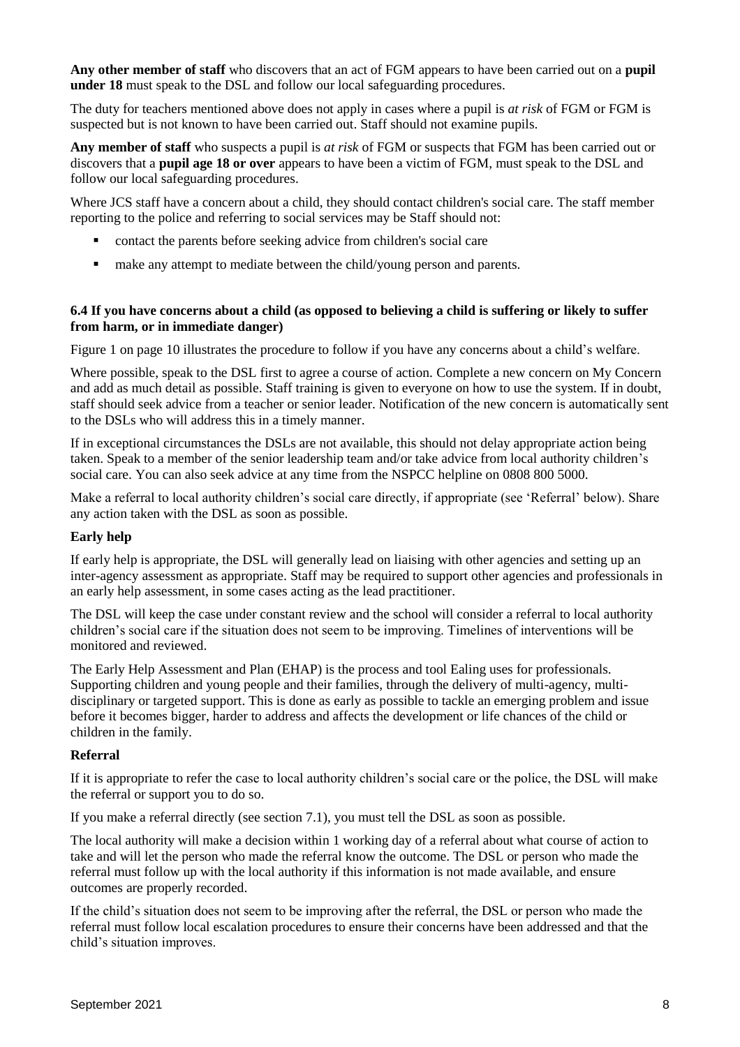**Any other member of staff** who discovers that an act of FGM appears to have been carried out on a **pupil under 18** must speak to the DSL and follow our local safeguarding procedures.

The duty for teachers mentioned above does not apply in cases where a pupil is *at risk* of FGM or FGM is suspected but is not known to have been carried out. Staff should not examine pupils.

**Any member of staff** who suspects a pupil is *at risk* of FGM or suspects that FGM has been carried out or discovers that a **pupil age 18 or over** appears to have been a victim of FGM, must speak to the DSL and follow our local safeguarding procedures.

Where JCS staff have a concern about a child, they should contact children's social care. The staff member reporting to the police and referring to social services may be Staff should not:

- contact the parents before seeking advice from children's social care
- make any attempt to mediate between the child/young person and parents.

**6.4 If you have concerns about a child (as opposed to believing a child is suffering or likely to suffer from harm, or in immediate danger)**

Figure 1 on page 10 illustrates the procedure to follow if you have any concerns about a child's welfare.

Where possible, speak to the DSL first to agree a course of action. Complete a new concern on My Concern and add as much detail as possible. Staff training is given to everyone on how to use the system. If in doubt, staff should seek advice from a teacher or senior leader. Notification of the new concern is automatically sent to the DSLs who will address this in a timely manner.

If in exceptional circumstances the DSLs are not available, this should not delay appropriate action being taken. Speak to a member of the senior leadership team and/or take advice from local authority children's social care. You can also seek advice at any time from the NSPCC helpline on 0808 800 5000.

Make a referral to local authority children's social care directly, if appropriate (see 'Referral' below). Share any action taken with the DSL as soon as possible.

**Early help**

If early help is appropriate, the DSL will generally lead on liaising with other agencies and setting up an inter-agency assessment as appropriate. Staff may be required to support other agencies and professionals in an early help assessment, in some cases acting as the lead practitioner.

The DSL will keep the case under constant review and the school will consider a referral to local authority children's social care if the situation does not seem to be improving. Timelines of interventions will be monitored and reviewed.

The Early Help Assessment and Plan (EHAP) is the process and tool Ealing uses for professionals. Supporting children and young people and their families, through the delivery of multi-agency, multi-disciplinary or targeted support. This is done as early as possible to tackle an emerging problem and issue before it becomes bigger, harder to address and affects the development or life chances of the child or children in the family.

**Referral**

If it is appropriate to refer the case to local authority children's social care or the police, the DSL will make the referral or support you to do so.

If you make a referral directly (see section 7.1), you must tell the DSL as soon as possible.

The local authority will make a decision within 1 working day of a referral about what course of action to take and will let the person who made the referral know the outcome. The DSL or person who made the referral must follow up with the local authority if this information is not made available, and ensure outcomes are properly recorded.

If the child's situation does not seem to be improving after the referral, the DSL or person who made the referral must follow local escalation procedures to ensure their concerns have been addressed and that the child's situation improves.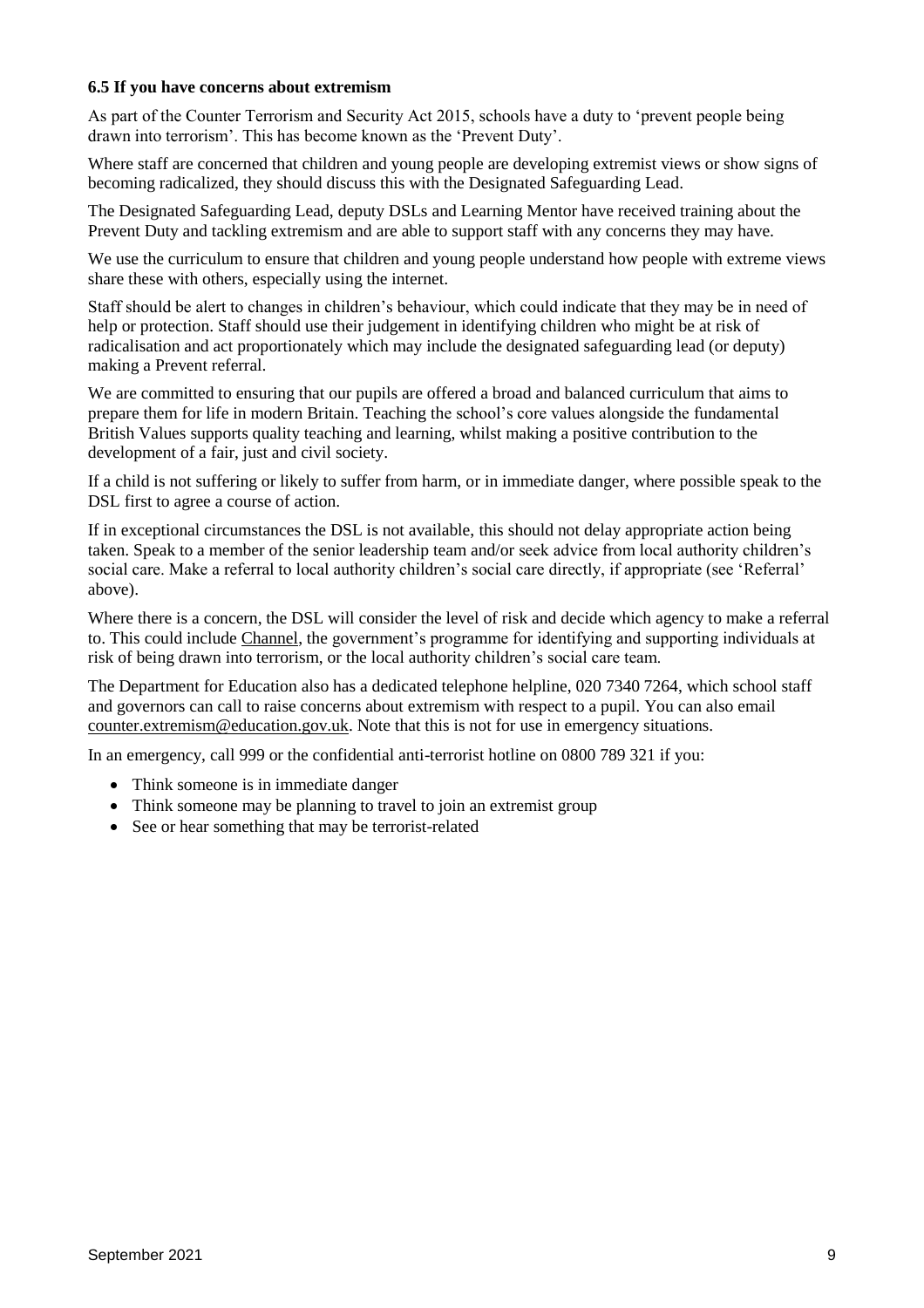**6.5 If you have concerns about extremism**

As part of the Counter Terrorism and Security Act 2015, schools have a duty to 'prevent people being drawn into terrorism'. This has become known as the 'Prevent Duty'.

Where staff are concerned that children and young people are developing extremist views or show signs of becoming radicalized, they should discuss this with the Designated Safeguarding Lead.

The Designated Safeguarding Lead, deputy DSLs and Learning Mentor have received training about the Prevent Duty and tackling extremism and are able to support staff with any concerns they may have.

We use the curriculum to ensure that children and young people understand how people with extreme views share these with others, especially using the internet.

Staff should be alert to changes in children's behaviour, which could indicate that they may be in need of help or protection. Staff should use their judgement in identifying children who might be at risk of radicalisation and act proportionately which may include the designated safeguarding lead (or deputy) making a Prevent referral.

We are committed to ensuring that our pupils are offered a broad and balanced curriculum that aims to prepare them for life in modern Britain. Teaching the school's core values alongside the fundamental British Values supports quality teaching and learning, whilst making a positive contribution to the development of a fair, just and civil society.

If a child is not suffering or likely to suffer from harm, or in immediate danger, where possible speak to the DSL first to agree a course of action.

If in exceptional circumstances the DSL is not available, this should not delay appropriate action being taken. Speak to a member of the senior leadership team and/or seek advice from local authority children's social care. Make a referral to local authority children's social care directly, if appropriate (see 'Referral' above).

Where there is a concern, the DSL will consider the level of risk and decide which agency to make a referral to. This could include Channel, the government's programme for identifying and supporting individuals at risk of being drawn into terrorism, or the local authority children's social care team.

The Department for Education also has a dedicated telephone helpline, 020 7340 7264, which school staff and governors can call to raise concerns about extremism with respect to a pupil. You can also email counter.extremism@education.gov.uk. Note that this is not for use in emergency situations.

In an emergency, call 999 or the confidential anti-terrorist hotline on 0800 789 321 if you:

- Think someone is in immediate danger
- Think someone may be planning to travel to join an extremist group
- See or hear something that may be terrorist-related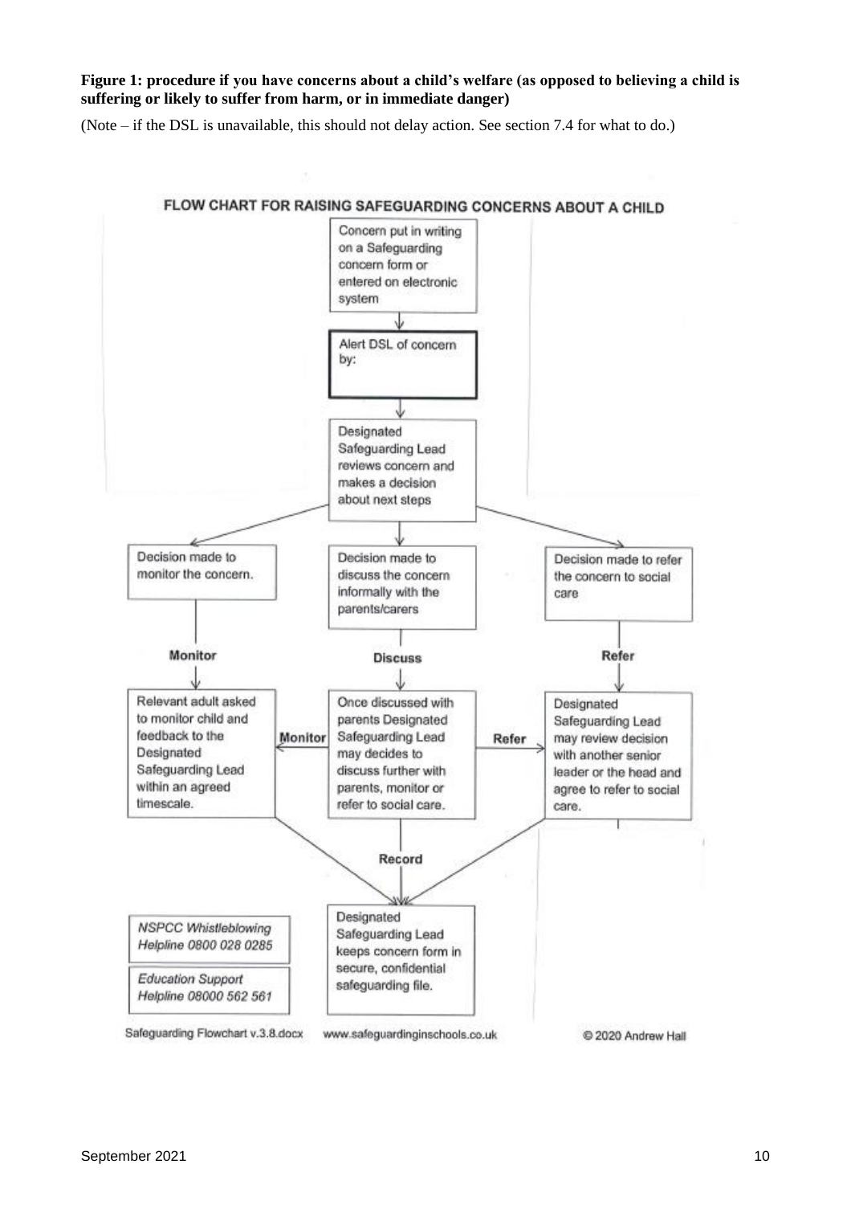**Figure 1: procedure if you have concerns about a child's welfare (as opposed to believing a child is suffering or likely to suffer from harm, or in immediate danger)**

(Note – if the DSL is unavailable, this should not delay action. See section 7.4 for what to do.)

**FLOW CHART FOR RAISING SAFEGUARDING CONCERNS ABOUT A CHILD**

Concern put in writing on a Safeguarding concern form or entered on electronic system

↓

Alert DSL of concern by:

↓

Designated Safeguarding Lead reviews concern and makes a decision about next steps

↓

| Decision made to monitor the concern. | Decision made to discuss the concern informally with the parents/carers | Decision made to refer the concern to social care |
| --- | --- | --- |
| **Monitor** ↓ | **Discuss** ↓ | **Refer** ↓ |
| Relevant adult asked to monitor child and feedback to the Designated Safeguarding Lead within an agreed timescale. | Once discussed with parents Designated Safeguarding Lead may decides to discuss further with parents, monitor or refer to social care. (← **Monitor** / **Refer** →) | Designated Safeguarding Lead may review decision with another senior leader or the head and agree to refer to social care. |

**Record** ↓

Designated Safeguarding Lead keeps concern form in secure, confidential safeguarding file.

*NSPCC Whistleblowing Helpline 0800 028 0285*

*Education Support Helpline 08000 562 561*

Safeguarding Flowchart v.3.8.docx www.safeguardinginschools.co.uk © 2020 Andrew Hall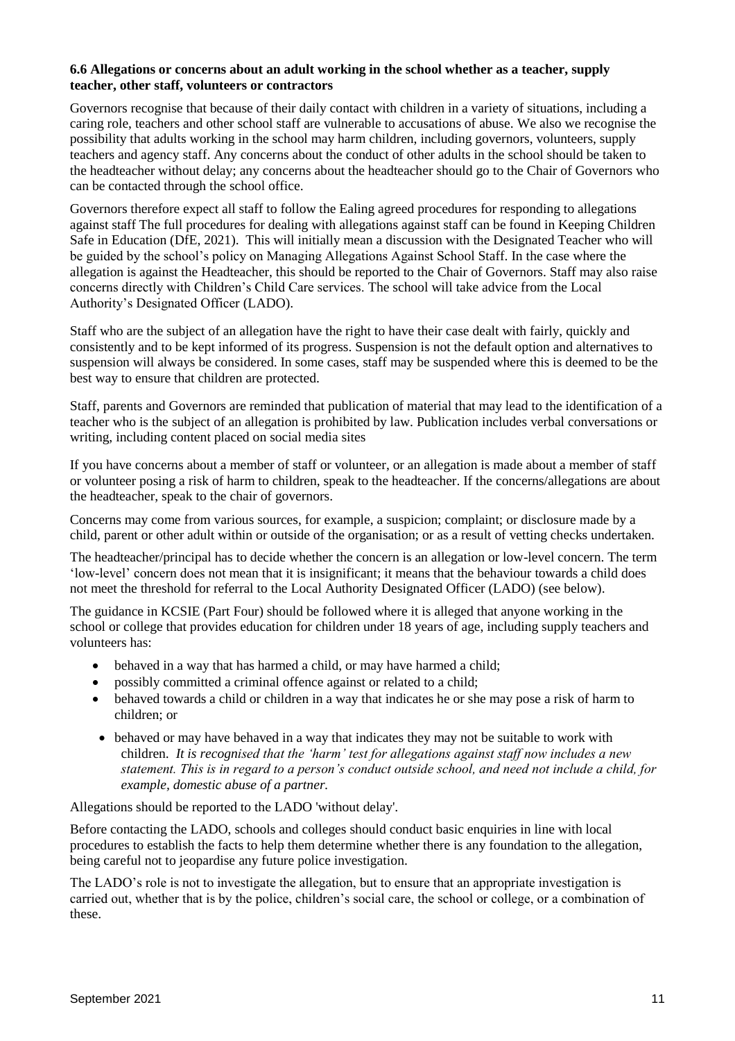**6.6 Allegations or concerns about an adult working in the school whether as a teacher, supply teacher, other staff, volunteers or contractors**

Governors recognise that because of their daily contact with children in a variety of situations, including a caring role, teachers and other school staff are vulnerable to accusations of abuse. We also we recognise the possibility that adults working in the school may harm children, including governors, volunteers, supply teachers and agency staff. Any concerns about the conduct of other adults in the school should be taken to the headteacher without delay; any concerns about the headteacher should go to the Chair of Governors who can be contacted through the school office.

Governors therefore expect all staff to follow the Ealing agreed procedures for responding to allegations against staff The full procedures for dealing with allegations against staff can be found in Keeping Children Safe in Education (DfE, 2021). This will initially mean a discussion with the Designated Teacher who will be guided by the school's policy on Managing Allegations Against School Staff. In the case where the allegation is against the Headteacher, this should be reported to the Chair of Governors. Staff may also raise concerns directly with Children's Child Care services. The school will take advice from the Local Authority's Designated Officer (LADO).

Staff who are the subject of an allegation have the right to have their case dealt with fairly, quickly and consistently and to be kept informed of its progress. Suspension is not the default option and alternatives to suspension will always be considered. In some cases, staff may be suspended where this is deemed to be the best way to ensure that children are protected.

Staff, parents and Governors are reminded that publication of material that may lead to the identification of a teacher who is the subject of an allegation is prohibited by law. Publication includes verbal conversations or writing, including content placed on social media sites

If you have concerns about a member of staff or volunteer, or an allegation is made about a member of staff or volunteer posing a risk of harm to children, speak to the headteacher. If the concerns/allegations are about the headteacher, speak to the chair of governors.

Concerns may come from various sources, for example, a suspicion; complaint; or disclosure made by a child, parent or other adult within or outside of the organisation; or as a result of vetting checks undertaken.

The headteacher/principal has to decide whether the concern is an allegation or low-level concern. The term 'low-level' concern does not mean that it is insignificant; it means that the behaviour towards a child does not meet the threshold for referral to the Local Authority Designated Officer (LADO) (see below).

The guidance in KCSIE (Part Four) should be followed where it is alleged that anyone working in the school or college that provides education for children under 18 years of age, including supply teachers and volunteers has:

- behaved in a way that has harmed a child, or may have harmed a child;
- possibly committed a criminal offence against or related to a child;
- behaved towards a child or children in a way that indicates he or she may pose a risk of harm to children; or
- behaved or may have behaved in a way that indicates they may not be suitable to work with children. *It is recognised that the 'harm' test for allegations against staff now includes a new statement. This is in regard to a person's conduct outside school, and need not include a child, for example, domestic abuse of a partner.*

Allegations should be reported to the LADO 'without delay'.

Before contacting the LADO, schools and colleges should conduct basic enquiries in line with local procedures to establish the facts to help them determine whether there is any foundation to the allegation, being careful not to jeopardise any future police investigation.

The LADO's role is not to investigate the allegation, but to ensure that an appropriate investigation is carried out, whether that is by the police, children's social care, the school or college, or a combination of these.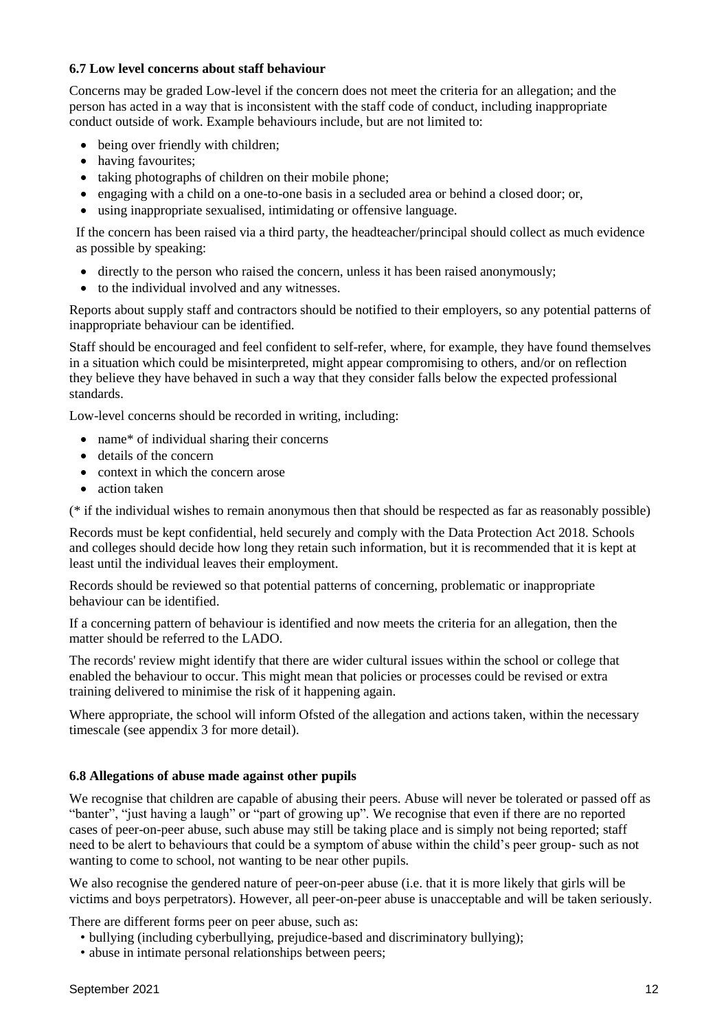### 6.7 Low level concerns about staff behaviour

Concerns may be graded Low-level if the concern does not meet the criteria for an allegation; and the person has acted in a way that is inconsistent with the staff code of conduct, including inappropriate conduct outside of work. Example behaviours include, but are not limited to:

- being over friendly with children;
- having favourites;
- taking photographs of children on their mobile phone;
- engaging with a child on a one-to-one basis in a secluded area or behind a closed door; or,
- using inappropriate sexualised, intimidating or offensive language.

If the concern has been raised via a third party, the headteacher/principal should collect as much evidence as possible by speaking:

- directly to the person who raised the concern, unless it has been raised anonymously;
- to the individual involved and any witnesses.

Reports about supply staff and contractors should be notified to their employers, so any potential patterns of inappropriate behaviour can be identified.

Staff should be encouraged and feel confident to self-refer, where, for example, they have found themselves in a situation which could be misinterpreted, might appear compromising to others, and/or on reflection they believe they have behaved in such a way that they consider falls below the expected professional standards.

Low-level concerns should be recorded in writing, including:

- name* of individual sharing their concerns
- details of the concern
- context in which the concern arose
- action taken

(* if the individual wishes to remain anonymous then that should be respected as far as reasonably possible)

Records must be kept confidential, held securely and comply with the Data Protection Act 2018. Schools and colleges should decide how long they retain such information, but it is recommended that it is kept at least until the individual leaves their employment.

Records should be reviewed so that potential patterns of concerning, problematic or inappropriate behaviour can be identified.

If a concerning pattern of behaviour is identified and now meets the criteria for an allegation, then the matter should be referred to the LADO.

The records' review might identify that there are wider cultural issues within the school or college that enabled the behaviour to occur. This might mean that policies or processes could be revised or extra training delivered to minimise the risk of it happening again.

Where appropriate, the school will inform Ofsted of the allegation and actions taken, within the necessary timescale (see appendix 3 for more detail).

### 6.8 Allegations of abuse made against other pupils

We recognise that children are capable of abusing their peers. Abuse will never be tolerated or passed off as "banter", "just having a laugh" or "part of growing up". We recognise that even if there are no reported cases of peer-on-peer abuse, such abuse may still be taking place and is simply not being reported; staff need to be alert to behaviours that could be a symptom of abuse within the child's peer group- such as not wanting to come to school, not wanting to be near other pupils.

We also recognise the gendered nature of peer-on-peer abuse (i.e. that it is more likely that girls will be victims and boys perpetrators). However, all peer-on-peer abuse is unacceptable and will be taken seriously.

There are different forms peer on peer abuse, such as:

- bullying (including cyberbullying, prejudice-based and discriminatory bullying);
- abuse in intimate personal relationships between peers;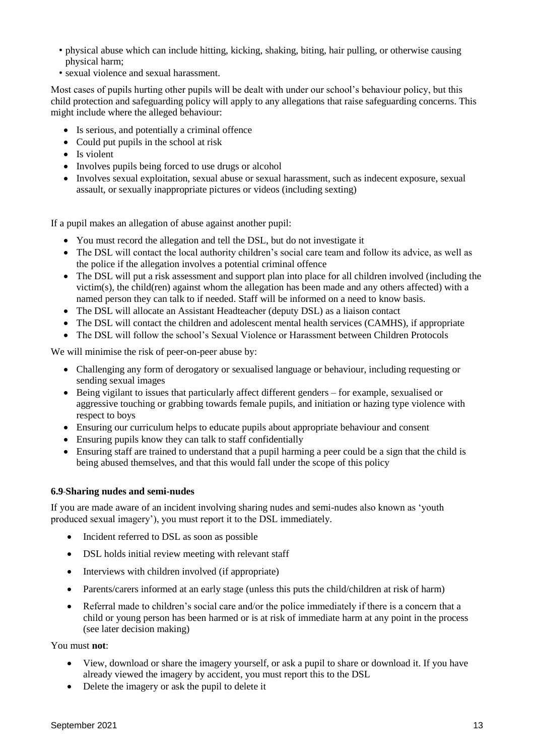- physical abuse which can include hitting, kicking, shaking, biting, hair pulling, or otherwise causing physical harm;
- sexual violence and sexual harassment.

Most cases of pupils hurting other pupils will be dealt with under our school's behaviour policy, but this child protection and safeguarding policy will apply to any allegations that raise safeguarding concerns. This might include where the alleged behaviour:

- Is serious, and potentially a criminal offence
- Could put pupils in the school at risk
- Is violent
- Involves pupils being forced to use drugs or alcohol
- Involves sexual exploitation, sexual abuse or sexual harassment, such as indecent exposure, sexual assault, or sexually inappropriate pictures or videos (including sexting)

If a pupil makes an allegation of abuse against another pupil:

- You must record the allegation and tell the DSL, but do not investigate it
- The DSL will contact the local authority children's social care team and follow its advice, as well as the police if the allegation involves a potential criminal offence
- The DSL will put a risk assessment and support plan into place for all children involved (including the victim(s), the child(ren) against whom the allegation has been made and any others affected) with a named person they can talk to if needed. Staff will be informed on a need to know basis.
- The DSL will allocate an Assistant Headteacher (deputy DSL) as a liaison contact
- The DSL will contact the children and adolescent mental health services (CAMHS), if appropriate
- The DSL will follow the school's Sexual Violence or Harassment between Children Protocols

We will minimise the risk of peer-on-peer abuse by:

- Challenging any form of derogatory or sexualised language or behaviour, including requesting or sending sexual images
- Being vigilant to issues that particularly affect different genders – for example, sexualised or aggressive touching or grabbing towards female pupils, and initiation or hazing type violence with respect to boys
- Ensuring our curriculum helps to educate pupils about appropriate behaviour and consent
- Ensuring pupils know they can talk to staff confidentially
- Ensuring staff are trained to understand that a pupil harming a peer could be a sign that the child is being abused themselves, and that this would fall under the scope of this policy

### 6.9 Sharing nudes and semi-nudes

If you are made aware of an incident involving sharing nudes and semi-nudes also known as 'youth produced sexual imagery'), you must report it to the DSL immediately.

- Incident referred to DSL as soon as possible
- DSL holds initial review meeting with relevant staff
- Interviews with children involved (if appropriate)
- Parents/carers informed at an early stage (unless this puts the child/children at risk of harm)
- Referral made to children's social care and/or the police immediately if there is a concern that a child or young person has been harmed or is at risk of immediate harm at any point in the process (see later decision making)

You must **not**:

- View, download or share the imagery yourself, or ask a pupil to share or download it. If you have already viewed the imagery by accident, you must report this to the DSL
- Delete the imagery or ask the pupil to delete it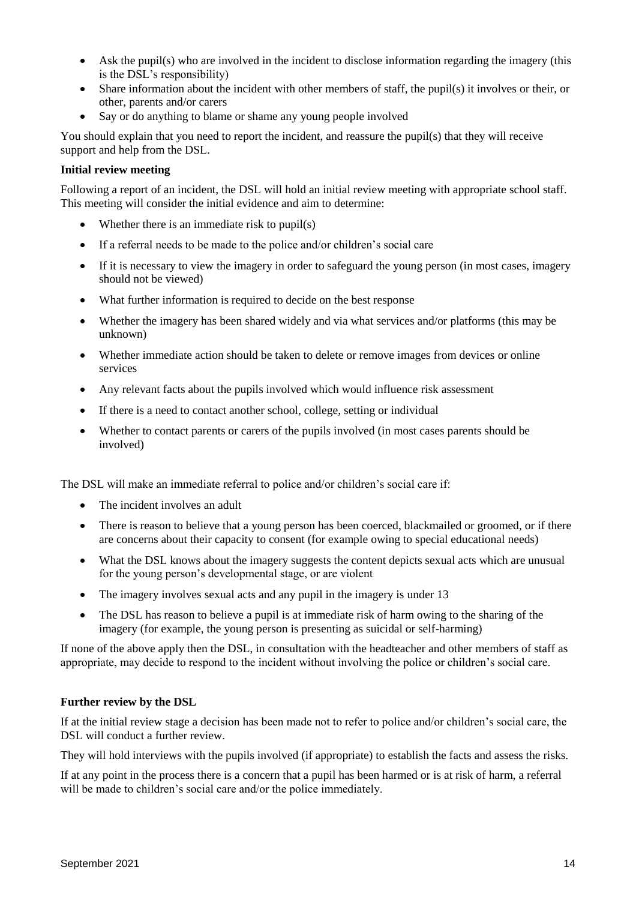- Ask the pupil(s) who are involved in the incident to disclose information regarding the imagery (this is the DSL's responsibility)
- Share information about the incident with other members of staff, the pupil(s) it involves or their, or other, parents and/or carers
- Say or do anything to blame or shame any young people involved

You should explain that you need to report the incident, and reassure the pupil(s) that they will receive support and help from the DSL.

**Initial review meeting**

Following a report of an incident, the DSL will hold an initial review meeting with appropriate school staff. This meeting will consider the initial evidence and aim to determine:

- Whether there is an immediate risk to pupil(s)
- If a referral needs to be made to the police and/or children's social care
- If it is necessary to view the imagery in order to safeguard the young person (in most cases, imagery should not be viewed)
- What further information is required to decide on the best response
- Whether the imagery has been shared widely and via what services and/or platforms (this may be unknown)
- Whether immediate action should be taken to delete or remove images from devices or online services
- Any relevant facts about the pupils involved which would influence risk assessment
- If there is a need to contact another school, college, setting or individual
- Whether to contact parents or carers of the pupils involved (in most cases parents should be involved)

The DSL will make an immediate referral to police and/or children's social care if:

- The incident involves an adult
- There is reason to believe that a young person has been coerced, blackmailed or groomed, or if there are concerns about their capacity to consent (for example owing to special educational needs)
- What the DSL knows about the imagery suggests the content depicts sexual acts which are unusual for the young person's developmental stage, or are violent
- The imagery involves sexual acts and any pupil in the imagery is under 13
- The DSL has reason to believe a pupil is at immediate risk of harm owing to the sharing of the imagery (for example, the young person is presenting as suicidal or self-harming)

If none of the above apply then the DSL, in consultation with the headteacher and other members of staff as appropriate, may decide to respond to the incident without involving the police or children's social care.

**Further review by the DSL**

If at the initial review stage a decision has been made not to refer to police and/or children's social care, the DSL will conduct a further review.

They will hold interviews with the pupils involved (if appropriate) to establish the facts and assess the risks.

If at any point in the process there is a concern that a pupil has been harmed or is at risk of harm, a referral will be made to children's social care and/or the police immediately.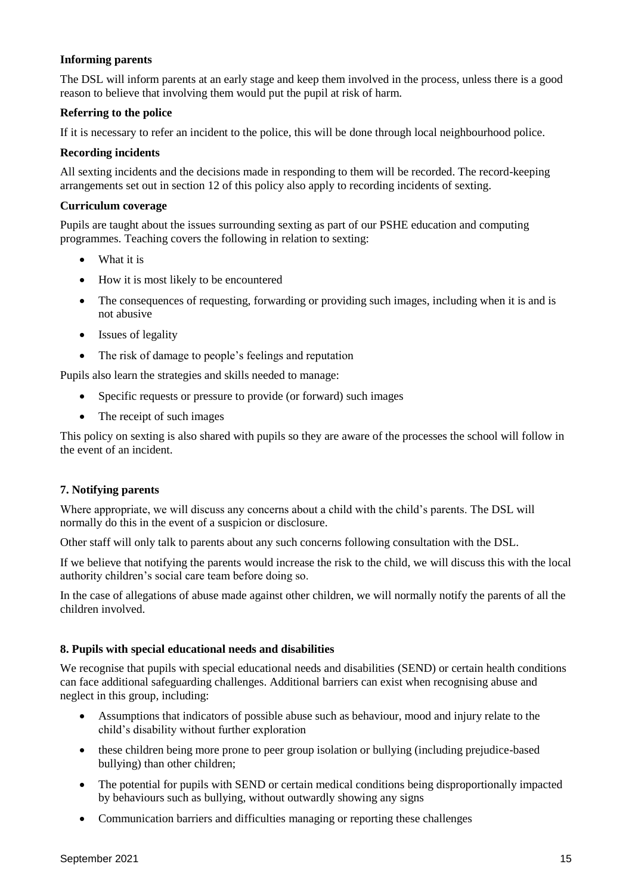**Informing parents**

The DSL will inform parents at an early stage and keep them involved in the process, unless there is a good reason to believe that involving them would put the pupil at risk of harm.

**Referring to the police**

If it is necessary to refer an incident to the police, this will be done through local neighbourhood police.

**Recording incidents**

All sexting incidents and the decisions made in responding to them will be recorded. The record-keeping arrangements set out in section 12 of this policy also apply to recording incidents of sexting.

**Curriculum coverage**

Pupils are taught about the issues surrounding sexting as part of our PSHE education and computing programmes. Teaching covers the following in relation to sexting:

- What it is
- How it is most likely to be encountered
- The consequences of requesting, forwarding or providing such images, including when it is and is not abusive
- Issues of legality
- The risk of damage to people's feelings and reputation

Pupils also learn the strategies and skills needed to manage:

- Specific requests or pressure to provide (or forward) such images
- The receipt of such images

This policy on sexting is also shared with pupils so they are aware of the processes the school will follow in the event of an incident.

### 7. Notifying parents

Where appropriate, we will discuss any concerns about a child with the child's parents. The DSL will normally do this in the event of a suspicion or disclosure.

Other staff will only talk to parents about any such concerns following consultation with the DSL.

If we believe that notifying the parents would increase the risk to the child, we will discuss this with the local authority children's social care team before doing so.

In the case of allegations of abuse made against other children, we will normally notify the parents of all the children involved.

### 8. Pupils with special educational needs and disabilities

We recognise that pupils with special educational needs and disabilities (SEND) or certain health conditions can face additional safeguarding challenges. Additional barriers can exist when recognising abuse and neglect in this group, including:

- Assumptions that indicators of possible abuse such as behaviour, mood and injury relate to the child's disability without further exploration
- these children being more prone to peer group isolation or bullying (including prejudice-based bullying) than other children;
- The potential for pupils with SEND or certain medical conditions being disproportionally impacted by behaviours such as bullying, without outwardly showing any signs
- Communication barriers and difficulties managing or reporting these challenges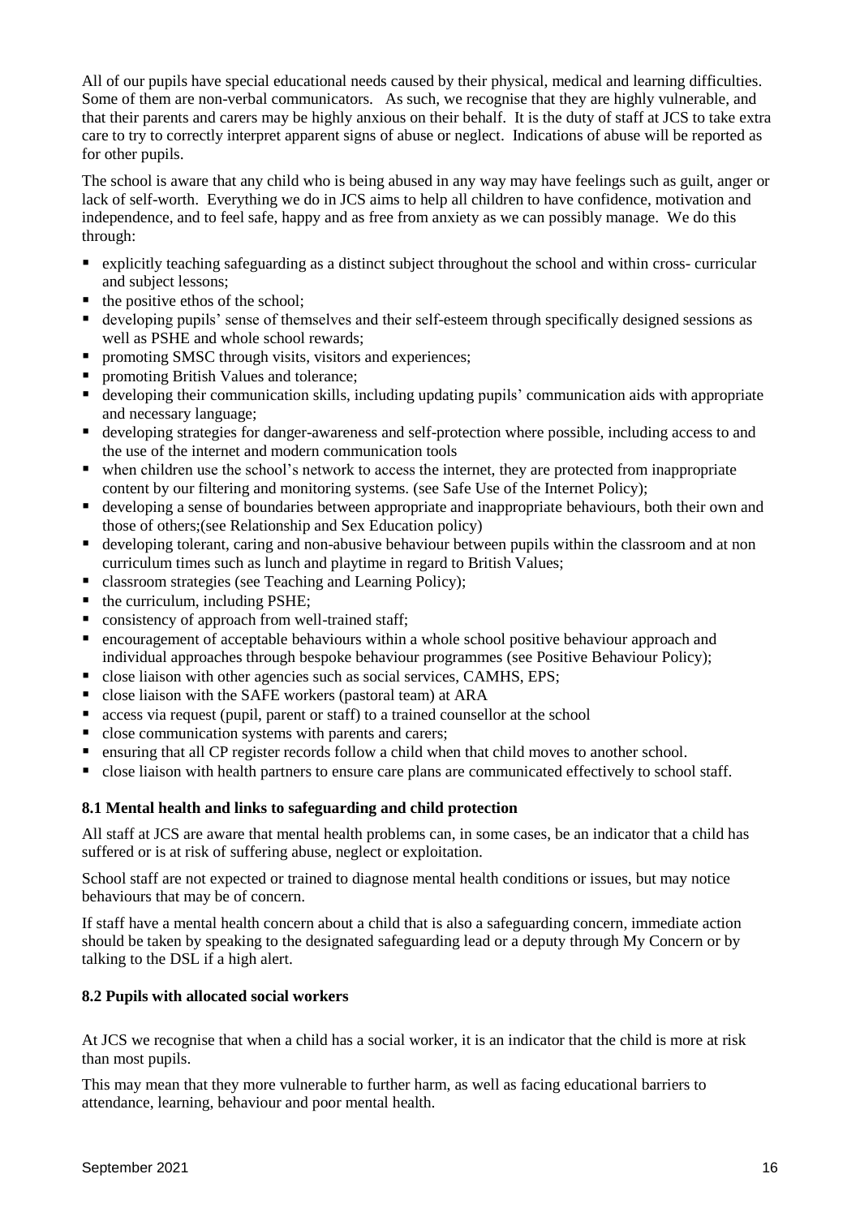All of our pupils have special educational needs caused by their physical, medical and learning difficulties. Some of them are non-verbal communicators. As such, we recognise that they are highly vulnerable, and that their parents and carers may be highly anxious on their behalf. It is the duty of staff at JCS to take extra care to try to correctly interpret apparent signs of abuse or neglect. Indications of abuse will be reported as for other pupils.

The school is aware that any child who is being abused in any way may have feelings such as guilt, anger or lack of self-worth. Everything we do in JCS aims to help all children to have confidence, motivation and independence, and to feel safe, happy and as free from anxiety as we can possibly manage. We do this through:

- explicitly teaching safeguarding as a distinct subject throughout the school and within cross- curricular and subject lessons;
- the positive ethos of the school;
- developing pupils' sense of themselves and their self-esteem through specifically designed sessions as well as PSHE and whole school rewards;
- promoting SMSC through visits, visitors and experiences;
- promoting British Values and tolerance;
- developing their communication skills, including updating pupils' communication aids with appropriate and necessary language;
- developing strategies for danger-awareness and self-protection where possible, including access to and the use of the internet and modern communication tools
- when children use the school's network to access the internet, they are protected from inappropriate content by our filtering and monitoring systems. (see Safe Use of the Internet Policy);
- developing a sense of boundaries between appropriate and inappropriate behaviours, both their own and those of others;(see Relationship and Sex Education policy)
- developing tolerant, caring and non-abusive behaviour between pupils within the classroom and at non curriculum times such as lunch and playtime in regard to British Values;
- classroom strategies (see Teaching and Learning Policy);
- the curriculum, including PSHE;
- consistency of approach from well-trained staff;
- encouragement of acceptable behaviours within a whole school positive behaviour approach and individual approaches through bespoke behaviour programmes (see Positive Behaviour Policy);
- close liaison with other agencies such as social services, CAMHS, EPS;
- close liaison with the SAFE workers (pastoral team) at ARA
- access via request (pupil, parent or staff) to a trained counsellor at the school
- close communication systems with parents and carers;
- ensuring that all CP register records follow a child when that child moves to another school.
- close liaison with health partners to ensure care plans are communicated effectively to school staff.

### 8.1 Mental health and links to safeguarding and child protection

All staff at JCS are aware that mental health problems can, in some cases, be an indicator that a child has suffered or is at risk of suffering abuse, neglect or exploitation.

School staff are not expected or trained to diagnose mental health conditions or issues, but may notice behaviours that may be of concern.

If staff have a mental health concern about a child that is also a safeguarding concern, immediate action should be taken by speaking to the designated safeguarding lead or a deputy through My Concern or by talking to the DSL if a high alert.

### 8.2 Pupils with allocated social workers

At JCS we recognise that when a child has a social worker, it is an indicator that the child is more at risk than most pupils.

This may mean that they more vulnerable to further harm, as well as facing educational barriers to attendance, learning, behaviour and poor mental health.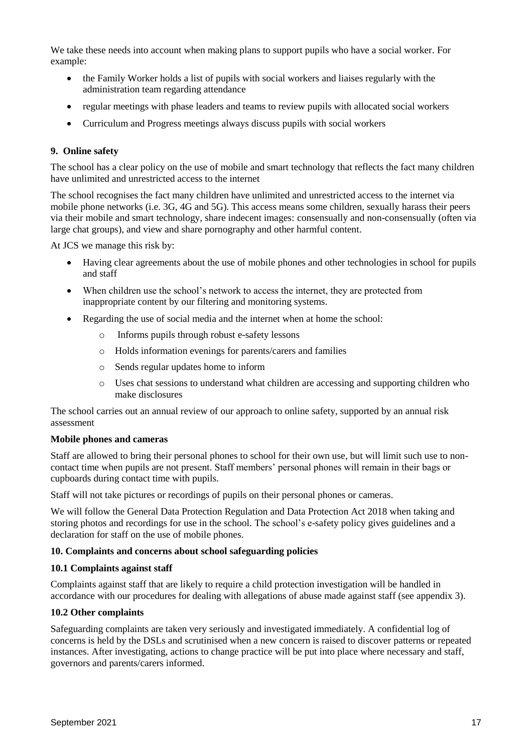We take these needs into account when making plans to support pupils who have a social worker. For example:

- the Family Worker holds a list of pupils with social workers and liaises regularly with the administration team regarding attendance
- regular meetings with phase leaders and teams to review pupils with allocated social workers
- Curriculum and Progress meetings always discuss pupils with social workers

### 9. Online safety

The school has a clear policy on the use of mobile and smart technology that reflects the fact many children have unlimited and unrestricted access to the internet

The school recognises the fact many children have unlimited and unrestricted access to the internet via mobile phone networks (i.e. 3G, 4G and 5G). This access means some children, sexually harass their peers via their mobile and smart technology, share indecent images: consensually and non-consensually (often via large chat groups), and view and share pornography and other harmful content.

At JCS we manage this risk by:

- Having clear agreements about the use of mobile phones and other technologies in school for pupils and staff
- When children use the school's network to access the internet, they are protected from inappropriate content by our filtering and monitoring systems.
- Regarding the use of social media and the internet when at home the school:
  - Informs pupils through robust e-safety lessons
  - Holds information evenings for parents/carers and families
  - Sends regular updates home to inform
  - Uses chat sessions to understand what children are accessing and supporting children who make disclosures

The school carries out an annual review of our approach to online safety, supported by an annual risk assessment

**Mobile phones and cameras**

Staff are allowed to bring their personal phones to school for their own use, but will limit such use to non-contact time when pupils are not present. Staff members' personal phones will remain in their bags or cupboards during contact time with pupils.

Staff will not take pictures or recordings of pupils on their personal phones or cameras.

We will follow the General Data Protection Regulation and Data Protection Act 2018 when taking and storing photos and recordings for use in the school. The school's e-safety policy gives guidelines and a declaration for staff on the use of mobile phones.

### 10. Complaints and concerns about school safeguarding policies

#### 10.1 Complaints against staff

Complaints against staff that are likely to require a child protection investigation will be handled in accordance with our procedures for dealing with allegations of abuse made against staff (see appendix 3).

#### 10.2 Other complaints

Safeguarding complaints are taken very seriously and investigated immediately. A confidential log of concerns is held by the DSLs and scrutinised when a new concern is raised to discover patterns or repeated instances. After investigating, actions to change practice will be put into place where necessary and staff, governors and parents/carers informed.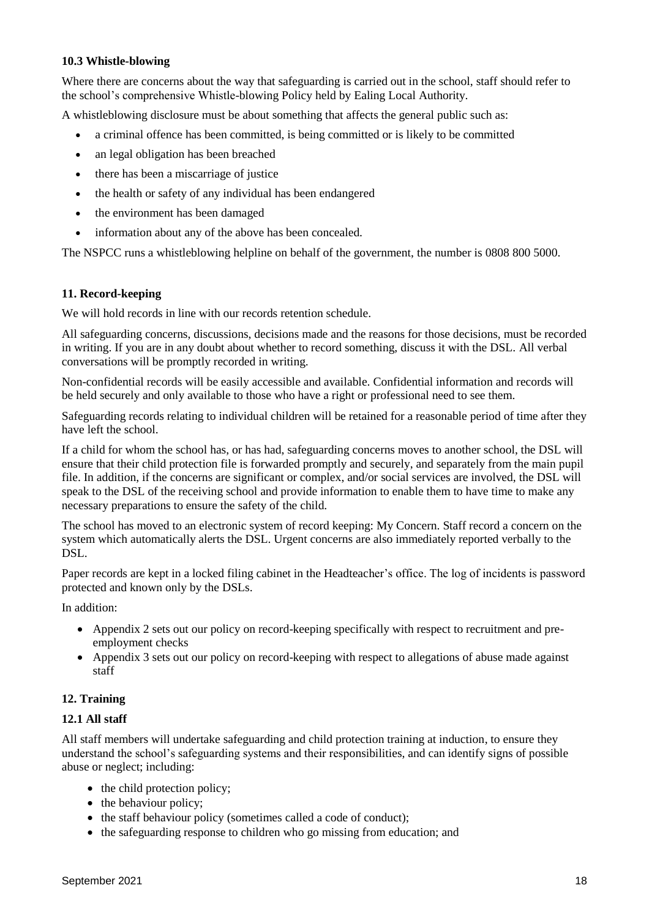### 10.3 Whistle-blowing

Where there are concerns about the way that safeguarding is carried out in the school, staff should refer to the school's comprehensive Whistle-blowing Policy held by Ealing Local Authority.

A whistleblowing disclosure must be about something that affects the general public such as:

- a criminal offence has been committed, is being committed or is likely to be committed
- an legal obligation has been breached
- there has been a miscarriage of justice
- the health or safety of any individual has been endangered
- the environment has been damaged
- information about any of the above has been concealed.

The NSPCC runs a whistleblowing helpline on behalf of the government, the number is 0808 800 5000.

## 11. Record-keeping

We will hold records in line with our records retention schedule.

All safeguarding concerns, discussions, decisions made and the reasons for those decisions, must be recorded in writing. If you are in any doubt about whether to record something, discuss it with the DSL. All verbal conversations will be promptly recorded in writing.

Non-confidential records will be easily accessible and available. Confidential information and records will be held securely and only available to those who have a right or professional need to see them.

Safeguarding records relating to individual children will be retained for a reasonable period of time after they have left the school.

If a child for whom the school has, or has had, safeguarding concerns moves to another school, the DSL will ensure that their child protection file is forwarded promptly and securely, and separately from the main pupil file. In addition, if the concerns are significant or complex, and/or social services are involved, the DSL will speak to the DSL of the receiving school and provide information to enable them to have time to make any necessary preparations to ensure the safety of the child.

The school has moved to an electronic system of record keeping: My Concern. Staff record a concern on the system which automatically alerts the DSL. Urgent concerns are also immediately reported verbally to the DSL.

Paper records are kept in a locked filing cabinet in the Headteacher's office. The log of incidents is password protected and known only by the DSLs.

In addition:

- Appendix 2 sets out our policy on record-keeping specifically with respect to recruitment and pre-employment checks
- Appendix 3 sets out our policy on record-keeping with respect to allegations of abuse made against staff

## 12. Training

### 12.1 All staff

All staff members will undertake safeguarding and child protection training at induction, to ensure they understand the school's safeguarding systems and their responsibilities, and can identify signs of possible abuse or neglect; including:

- the child protection policy;
- the behaviour policy;
- the staff behaviour policy (sometimes called a code of conduct);
- the safeguarding response to children who go missing from education; and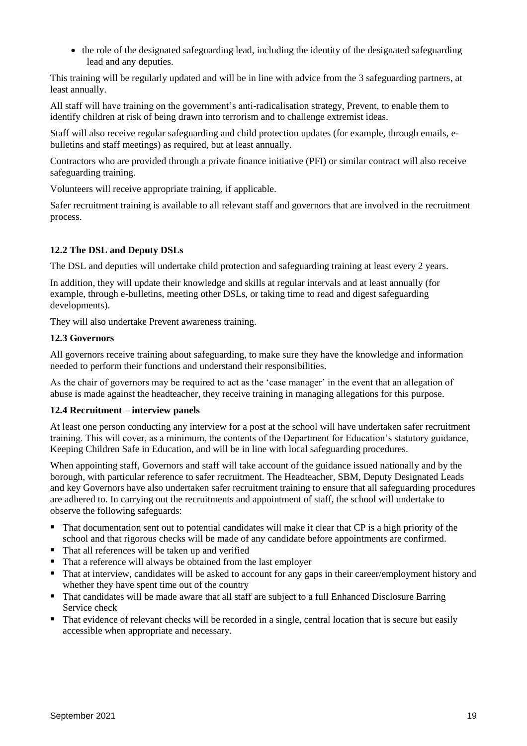- the role of the designated safeguarding lead, including the identity of the designated safeguarding lead and any deputies.

This training will be regularly updated and will be in line with advice from the 3 safeguarding partners, at least annually.

All staff will have training on the government's anti-radicalisation strategy, Prevent, to enable them to identify children at risk of being drawn into terrorism and to challenge extremist ideas.

Staff will also receive regular safeguarding and child protection updates (for example, through emails, e-bulletins and staff meetings) as required, but at least annually.

Contractors who are provided through a private finance initiative (PFI) or similar contract will also receive safeguarding training.

Volunteers will receive appropriate training, if applicable.

Safer recruitment training is available to all relevant staff and governors that are involved in the recruitment process.

### 12.2 The DSL and Deputy DSLs

The DSL and deputies will undertake child protection and safeguarding training at least every 2 years.

In addition, they will update their knowledge and skills at regular intervals and at least annually (for example, through e-bulletins, meeting other DSLs, or taking time to read and digest safeguarding developments).

They will also undertake Prevent awareness training.

### 12.3 Governors

All governors receive training about safeguarding, to make sure they have the knowledge and information needed to perform their functions and understand their responsibilities.

As the chair of governors may be required to act as the 'case manager' in the event that an allegation of abuse is made against the headteacher, they receive training in managing allegations for this purpose.

### 12.4 Recruitment – interview panels

At least one person conducting any interview for a post at the school will have undertaken safer recruitment training. This will cover, as a minimum, the contents of the Department for Education's statutory guidance, Keeping Children Safe in Education, and will be in line with local safeguarding procedures.

When appointing staff, Governors and staff will take account of the guidance issued nationally and by the borough, with particular reference to safer recruitment. The Headteacher, SBM, Deputy Designated Leads and key Governors have also undertaken safer recruitment training to ensure that all safeguarding procedures are adhered to. In carrying out the recruitments and appointment of staff, the school will undertake to observe the following safeguards:

- That documentation sent out to potential candidates will make it clear that CP is a high priority of the school and that rigorous checks will be made of any candidate before appointments are confirmed.
- That all references will be taken up and verified
- That a reference will always be obtained from the last employer
- That at interview, candidates will be asked to account for any gaps in their career/employment history and whether they have spent time out of the country
- That candidates will be made aware that all staff are subject to a full Enhanced Disclosure Barring Service check
- That evidence of relevant checks will be recorded in a single, central location that is secure but easily accessible when appropriate and necessary.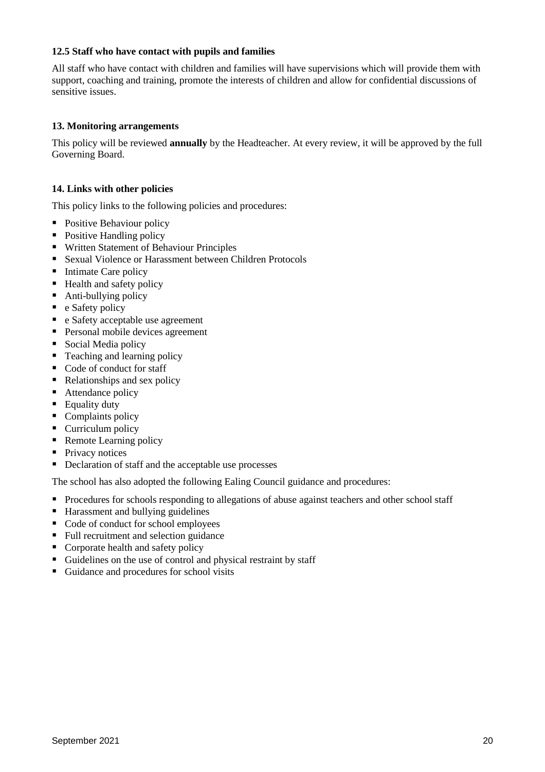### 12.5 Staff who have contact with pupils and families

All staff who have contact with children and families will have supervisions which will provide them with support, coaching and training, promote the interests of children and allow for confidential discussions of sensitive issues.

## 13. Monitoring arrangements

This policy will be reviewed **annually** by the Headteacher. At every review, it will be approved by the full Governing Board.

## 14. Links with other policies

This policy links to the following policies and procedures:

- Positive Behaviour policy
- Positive Handling policy
- Written Statement of Behaviour Principles
- Sexual Violence or Harassment between Children Protocols
- Intimate Care policy
- Health and safety policy
- Anti-bullying policy
- e Safety policy
- e Safety acceptable use agreement
- Personal mobile devices agreement
- Social Media policy
- Teaching and learning policy
- Code of conduct for staff
- Relationships and sex policy
- Attendance policy
- Equality duty
- Complaints policy
- Curriculum policy
- Remote Learning policy
- Privacy notices
- Declaration of staff and the acceptable use processes

The school has also adopted the following Ealing Council guidance and procedures:

- Procedures for schools responding to allegations of abuse against teachers and other school staff
- Harassment and bullying guidelines
- Code of conduct for school employees
- Full recruitment and selection guidance
- Corporate health and safety policy
- Guidelines on the use of control and physical restraint by staff
- Guidance and procedures for school visits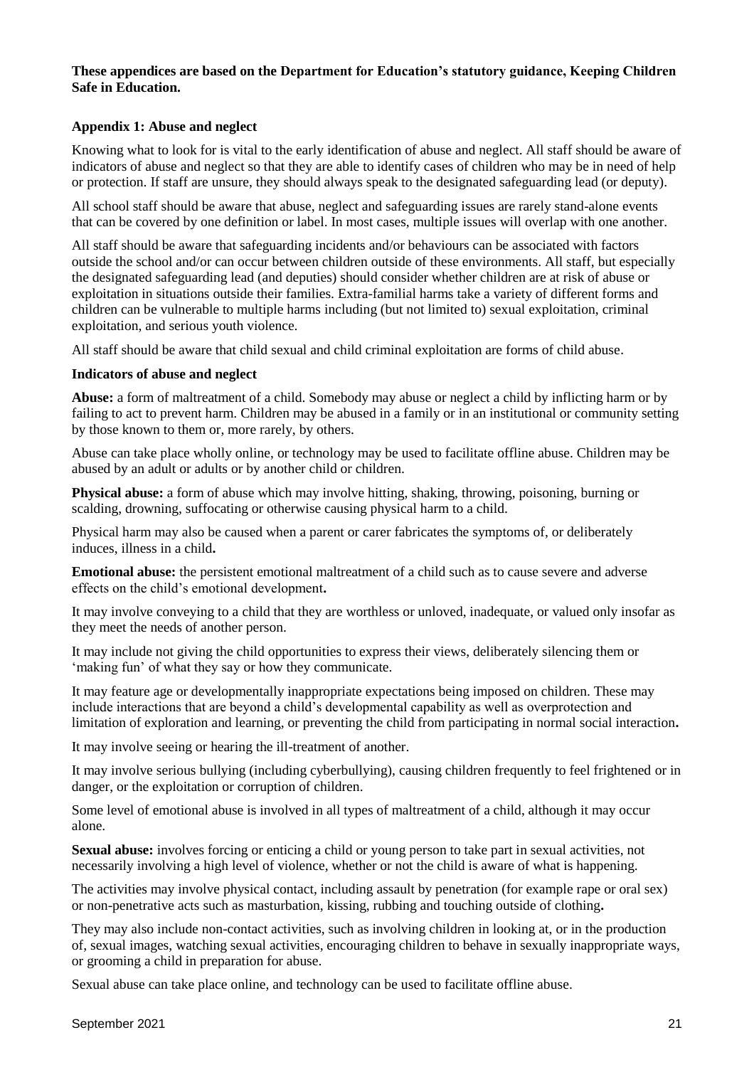**These appendices are based on the Department for Education's statutory guidance, Keeping Children Safe in Education.**

### Appendix 1: Abuse and neglect

Knowing what to look for is vital to the early identification of abuse and neglect. All staff should be aware of indicators of abuse and neglect so that they are able to identify cases of children who may be in need of help or protection. If staff are unsure, they should always speak to the designated safeguarding lead (or deputy).

All school staff should be aware that abuse, neglect and safeguarding issues are rarely stand-alone events that can be covered by one definition or label. In most cases, multiple issues will overlap with one another.

All staff should be aware that safeguarding incidents and/or behaviours can be associated with factors outside the school and/or can occur between children outside of these environments. All staff, but especially the designated safeguarding lead (and deputies) should consider whether children are at risk of abuse or exploitation in situations outside their families. Extra-familial harms take a variety of different forms and children can be vulnerable to multiple harms including (but not limited to) sexual exploitation, criminal exploitation, and serious youth violence.

All staff should be aware that child sexual and child criminal exploitation are forms of child abuse.

#### Indicators of abuse and neglect

**Abuse:** a form of maltreatment of a child. Somebody may abuse or neglect a child by inflicting harm or by failing to act to prevent harm. Children may be abused in a family or in an institutional or community setting by those known to them or, more rarely, by others.

Abuse can take place wholly online, or technology may be used to facilitate offline abuse. Children may be abused by an adult or adults or by another child or children.

**Physical abuse:** a form of abuse which may involve hitting, shaking, throwing, poisoning, burning or scalding, drowning, suffocating or otherwise causing physical harm to a child.

Physical harm may also be caused when a parent or carer fabricates the symptoms of, or deliberately induces, illness in a child.

**Emotional abuse:** the persistent emotional maltreatment of a child such as to cause severe and adverse effects on the child's emotional development.

It may involve conveying to a child that they are worthless or unloved, inadequate, or valued only insofar as they meet the needs of another person.

It may include not giving the child opportunities to express their views, deliberately silencing them or 'making fun' of what they say or how they communicate.

It may feature age or developmentally inappropriate expectations being imposed on children. These may include interactions that are beyond a child's developmental capability as well as overprotection and limitation of exploration and learning, or preventing the child from participating in normal social interaction.

It may involve seeing or hearing the ill-treatment of another.

It may involve serious bullying (including cyberbullying), causing children frequently to feel frightened or in danger, or the exploitation or corruption of children.

Some level of emotional abuse is involved in all types of maltreatment of a child, although it may occur alone.

**Sexual abuse:** involves forcing or enticing a child or young person to take part in sexual activities, not necessarily involving a high level of violence, whether or not the child is aware of what is happening.

The activities may involve physical contact, including assault by penetration (for example rape or oral sex) or non-penetrative acts such as masturbation, kissing, rubbing and touching outside of clothing.

They may also include non-contact activities, such as involving children in looking at, or in the production of, sexual images, watching sexual activities, encouraging children to behave in sexually inappropriate ways, or grooming a child in preparation for abuse.

Sexual abuse can take place online, and technology can be used to facilitate offline abuse.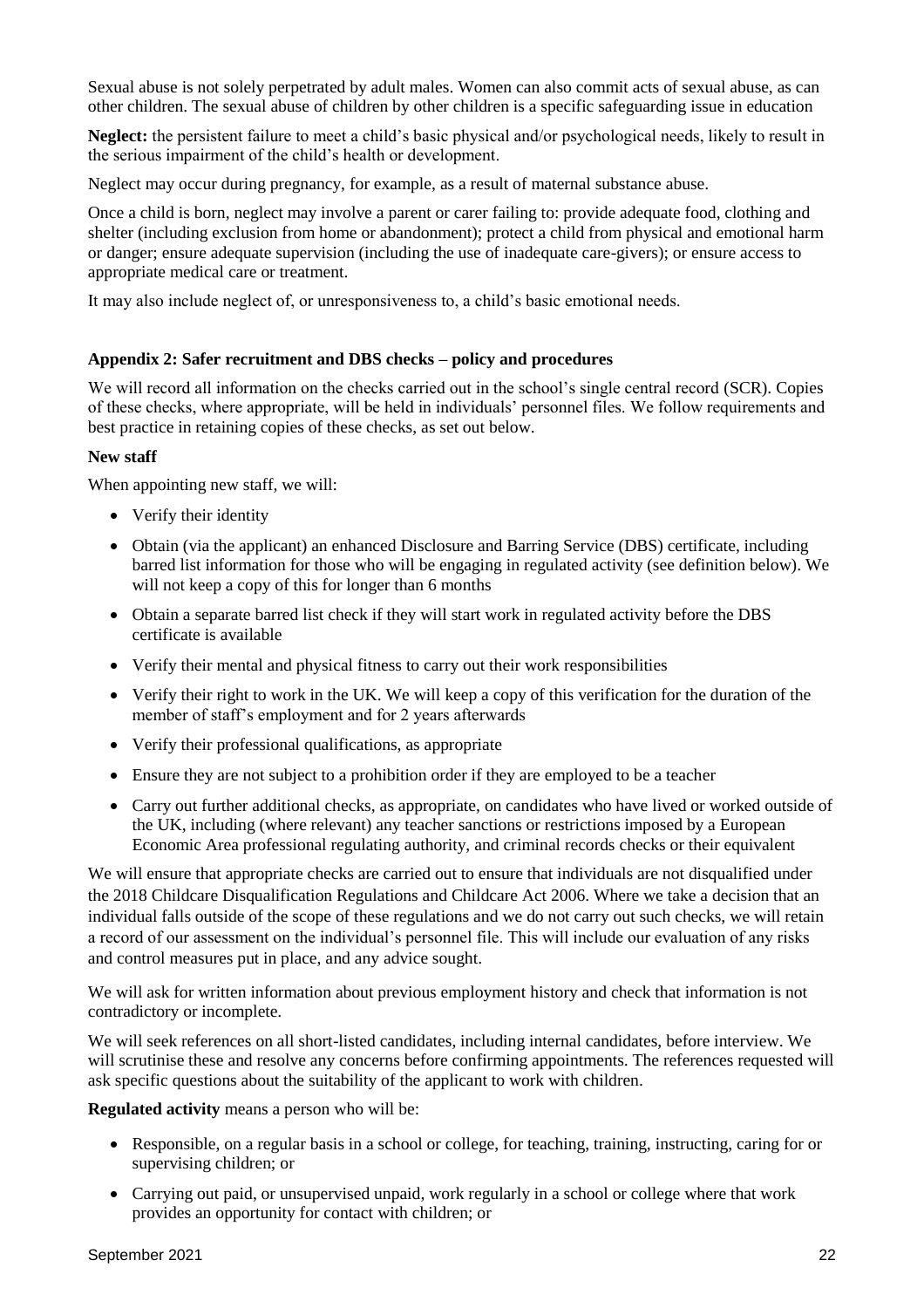Sexual abuse is not solely perpetrated by adult males. Women can also commit acts of sexual abuse, as can other children. The sexual abuse of children by other children is a specific safeguarding issue in education

**Neglect:** the persistent failure to meet a child's basic physical and/or psychological needs, likely to result in the serious impairment of the child's health or development.

Neglect may occur during pregnancy, for example, as a result of maternal substance abuse.

Once a child is born, neglect may involve a parent or carer failing to: provide adequate food, clothing and shelter (including exclusion from home or abandonment); protect a child from physical and emotional harm or danger; ensure adequate supervision (including the use of inadequate care-givers); or ensure access to appropriate medical care or treatment.

It may also include neglect of, or unresponsiveness to, a child's basic emotional needs.

### Appendix 2: Safer recruitment and DBS checks – policy and procedures

We will record all information on the checks carried out in the school's single central record (SCR). Copies of these checks, where appropriate, will be held in individuals' personnel files. We follow requirements and best practice in retaining copies of these checks, as set out below.

**New staff**

When appointing new staff, we will:

- Verify their identity
- Obtain (via the applicant) an enhanced Disclosure and Barring Service (DBS) certificate, including barred list information for those who will be engaging in regulated activity (see definition below). We will not keep a copy of this for longer than 6 months
- Obtain a separate barred list check if they will start work in regulated activity before the DBS certificate is available
- Verify their mental and physical fitness to carry out their work responsibilities
- Verify their right to work in the UK. We will keep a copy of this verification for the duration of the member of staff's employment and for 2 years afterwards
- Verify their professional qualifications, as appropriate
- Ensure they are not subject to a prohibition order if they are employed to be a teacher
- Carry out further additional checks, as appropriate, on candidates who have lived or worked outside of the UK, including (where relevant) any teacher sanctions or restrictions imposed by a European Economic Area professional regulating authority, and criminal records checks or their equivalent

We will ensure that appropriate checks are carried out to ensure that individuals are not disqualified under the 2018 Childcare Disqualification Regulations and Childcare Act 2006. Where we take a decision that an individual falls outside of the scope of these regulations and we do not carry out such checks, we will retain a record of our assessment on the individual's personnel file. This will include our evaluation of any risks and control measures put in place, and any advice sought.

We will ask for written information about previous employment history and check that information is not contradictory or incomplete.

We will seek references on all short-listed candidates, including internal candidates, before interview. We will scrutinise these and resolve any concerns before confirming appointments. The references requested will ask specific questions about the suitability of the applicant to work with children.

**Regulated activity** means a person who will be:

- Responsible, on a regular basis in a school or college, for teaching, training, instructing, caring for or supervising children; or
- Carrying out paid, or unsupervised unpaid, work regularly in a school or college where that work provides an opportunity for contact with children; or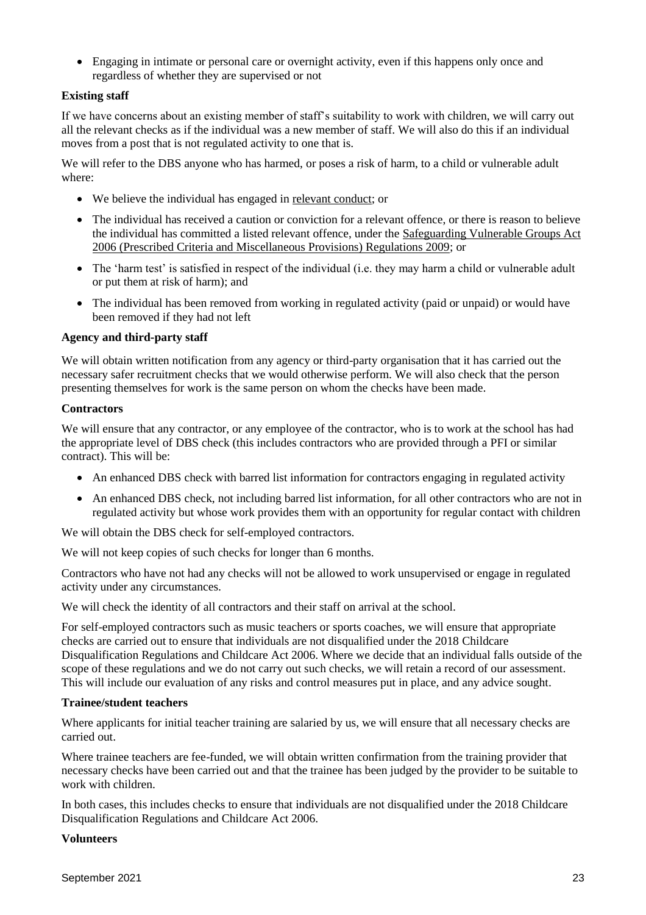- Engaging in intimate or personal care or overnight activity, even if this happens only once and regardless of whether they are supervised or not

**Existing staff**

If we have concerns about an existing member of staff's suitability to work with children, we will carry out all the relevant checks as if the individual was a new member of staff. We will also do this if an individual moves from a post that is not regulated activity to one that is.

We will refer to the DBS anyone who has harmed, or poses a risk of harm, to a child or vulnerable adult where:

- We believe the individual has engaged in relevant conduct; or
- The individual has received a caution or conviction for a relevant offence, or there is reason to believe the individual has committed a listed relevant offence, under the Safeguarding Vulnerable Groups Act 2006 (Prescribed Criteria and Miscellaneous Provisions) Regulations 2009; or
- The 'harm test' is satisfied in respect of the individual (i.e. they may harm a child or vulnerable adult or put them at risk of harm); and
- The individual has been removed from working in regulated activity (paid or unpaid) or would have been removed if they had not left

**Agency and third-party staff**

We will obtain written notification from any agency or third-party organisation that it has carried out the necessary safer recruitment checks that we would otherwise perform. We will also check that the person presenting themselves for work is the same person on whom the checks have been made.

**Contractors**

We will ensure that any contractor, or any employee of the contractor, who is to work at the school has had the appropriate level of DBS check (this includes contractors who are provided through a PFI or similar contract). This will be:

- An enhanced DBS check with barred list information for contractors engaging in regulated activity
- An enhanced DBS check, not including barred list information, for all other contractors who are not in regulated activity but whose work provides them with an opportunity for regular contact with children

We will obtain the DBS check for self-employed contractors.

We will not keep copies of such checks for longer than 6 months.

Contractors who have not had any checks will not be allowed to work unsupervised or engage in regulated activity under any circumstances.

We will check the identity of all contractors and their staff on arrival at the school.

For self-employed contractors such as music teachers or sports coaches, we will ensure that appropriate checks are carried out to ensure that individuals are not disqualified under the 2018 Childcare Disqualification Regulations and Childcare Act 2006. Where we decide that an individual falls outside of the scope of these regulations and we do not carry out such checks, we will retain a record of our assessment. This will include our evaluation of any risks and control measures put in place, and any advice sought.

**Trainee/student teachers**

Where applicants for initial teacher training are salaried by us, we will ensure that all necessary checks are carried out.

Where trainee teachers are fee-funded, we will obtain written confirmation from the training provider that necessary checks have been carried out and that the trainee has been judged by the provider to be suitable to work with children.

In both cases, this includes checks to ensure that individuals are not disqualified under the 2018 Childcare Disqualification Regulations and Childcare Act 2006.

**Volunteers**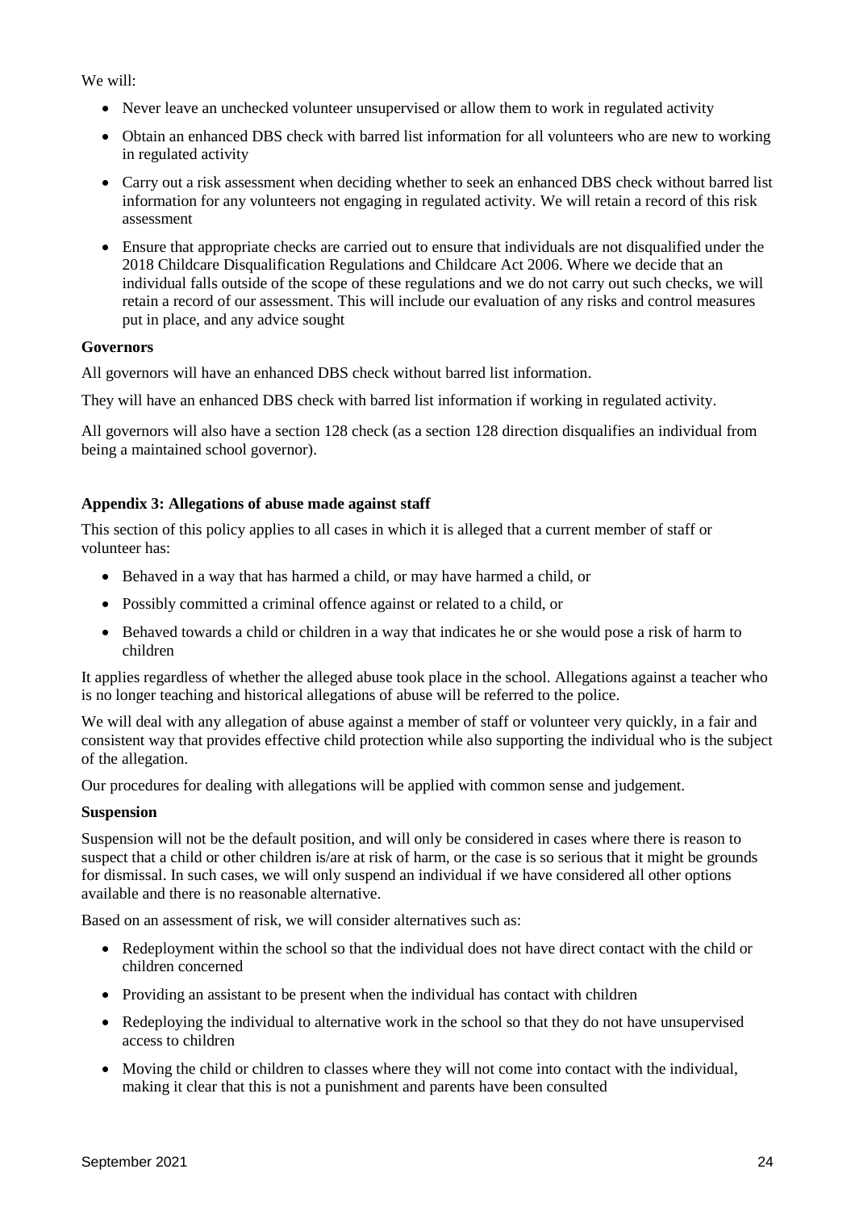We will:

- Never leave an unchecked volunteer unsupervised or allow them to work in regulated activity
- Obtain an enhanced DBS check with barred list information for all volunteers who are new to working in regulated activity
- Carry out a risk assessment when deciding whether to seek an enhanced DBS check without barred list information for any volunteers not engaging in regulated activity. We will retain a record of this risk assessment
- Ensure that appropriate checks are carried out to ensure that individuals are not disqualified under the 2018 Childcare Disqualification Regulations and Childcare Act 2006. Where we decide that an individual falls outside of the scope of these regulations and we do not carry out such checks, we will retain a record of our assessment. This will include our evaluation of any risks and control measures put in place, and any advice sought

**Governors**

All governors will have an enhanced DBS check without barred list information.

They will have an enhanced DBS check with barred list information if working in regulated activity.

All governors will also have a section 128 check (as a section 128 direction disqualifies an individual from being a maintained school governor).

### Appendix 3: Allegations of abuse made against staff

This section of this policy applies to all cases in which it is alleged that a current member of staff or volunteer has:

- Behaved in a way that has harmed a child, or may have harmed a child, or
- Possibly committed a criminal offence against or related to a child, or
- Behaved towards a child or children in a way that indicates he or she would pose a risk of harm to children

It applies regardless of whether the alleged abuse took place in the school. Allegations against a teacher who is no longer teaching and historical allegations of abuse will be referred to the police.

We will deal with any allegation of abuse against a member of staff or volunteer very quickly, in a fair and consistent way that provides effective child protection while also supporting the individual who is the subject of the allegation.

Our procedures for dealing with allegations will be applied with common sense and judgement.

**Suspension**

Suspension will not be the default position, and will only be considered in cases where there is reason to suspect that a child or other children is/are at risk of harm, or the case is so serious that it might be grounds for dismissal. In such cases, we will only suspend an individual if we have considered all other options available and there is no reasonable alternative.

Based on an assessment of risk, we will consider alternatives such as:

- Redeployment within the school so that the individual does not have direct contact with the child or children concerned
- Providing an assistant to be present when the individual has contact with children
- Redeploying the individual to alternative work in the school so that they do not have unsupervised access to children
- Moving the child or children to classes where they will not come into contact with the individual, making it clear that this is not a punishment and parents have been consulted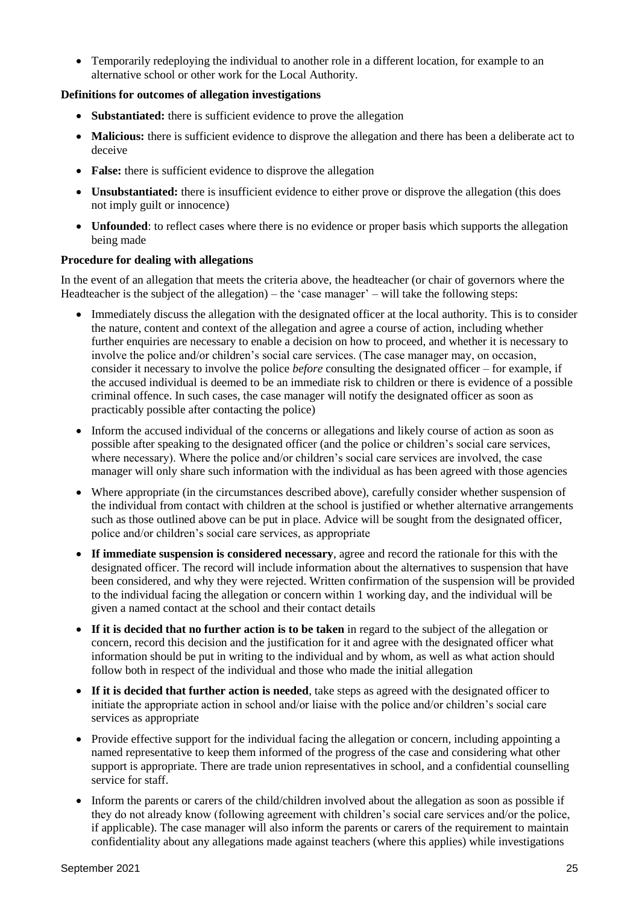- Temporarily redeploying the individual to another role in a different location, for example to an alternative school or other work for the Local Authority.

**Definitions for outcomes of allegation investigations**

- **Substantiated:** there is sufficient evidence to prove the allegation
- **Malicious:** there is sufficient evidence to disprove the allegation and there has been a deliberate act to deceive
- **False:** there is sufficient evidence to disprove the allegation
- **Unsubstantiated:** there is insufficient evidence to either prove or disprove the allegation (this does not imply guilt or innocence)
- **Unfounded**: to reflect cases where there is no evidence or proper basis which supports the allegation being made

**Procedure for dealing with allegations**

In the event of an allegation that meets the criteria above, the headteacher (or chair of governors where the Headteacher is the subject of the allegation) – the 'case manager' – will take the following steps:

- Immediately discuss the allegation with the designated officer at the local authority. This is to consider the nature, content and context of the allegation and agree a course of action, including whether further enquiries are necessary to enable a decision on how to proceed, and whether it is necessary to involve the police and/or children's social care services. (The case manager may, on occasion, consider it necessary to involve the police *before* consulting the designated officer – for example, if the accused individual is deemed to be an immediate risk to children or there is evidence of a possible criminal offence. In such cases, the case manager will notify the designated officer as soon as practicably possible after contacting the police)
- Inform the accused individual of the concerns or allegations and likely course of action as soon as possible after speaking to the designated officer (and the police or children's social care services, where necessary). Where the police and/or children's social care services are involved, the case manager will only share such information with the individual as has been agreed with those agencies
- Where appropriate (in the circumstances described above), carefully consider whether suspension of the individual from contact with children at the school is justified or whether alternative arrangements such as those outlined above can be put in place. Advice will be sought from the designated officer, police and/or children's social care services, as appropriate
- **If immediate suspension is considered necessary**, agree and record the rationale for this with the designated officer. The record will include information about the alternatives to suspension that have been considered, and why they were rejected. Written confirmation of the suspension will be provided to the individual facing the allegation or concern within 1 working day, and the individual will be given a named contact at the school and their contact details
- **If it is decided that no further action is to be taken** in regard to the subject of the allegation or concern, record this decision and the justification for it and agree with the designated officer what information should be put in writing to the individual and by whom, as well as what action should follow both in respect of the individual and those who made the initial allegation
- **If it is decided that further action is needed**, take steps as agreed with the designated officer to initiate the appropriate action in school and/or liaise with the police and/or children's social care services as appropriate
- Provide effective support for the individual facing the allegation or concern, including appointing a named representative to keep them informed of the progress of the case and considering what other support is appropriate. There are trade union representatives in school, and a confidential counselling service for staff.
- Inform the parents or carers of the child/children involved about the allegation as soon as possible if they do not already know (following agreement with children's social care services and/or the police, if applicable). The case manager will also inform the parents or carers of the requirement to maintain confidentiality about any allegations made against teachers (where this applies) while investigations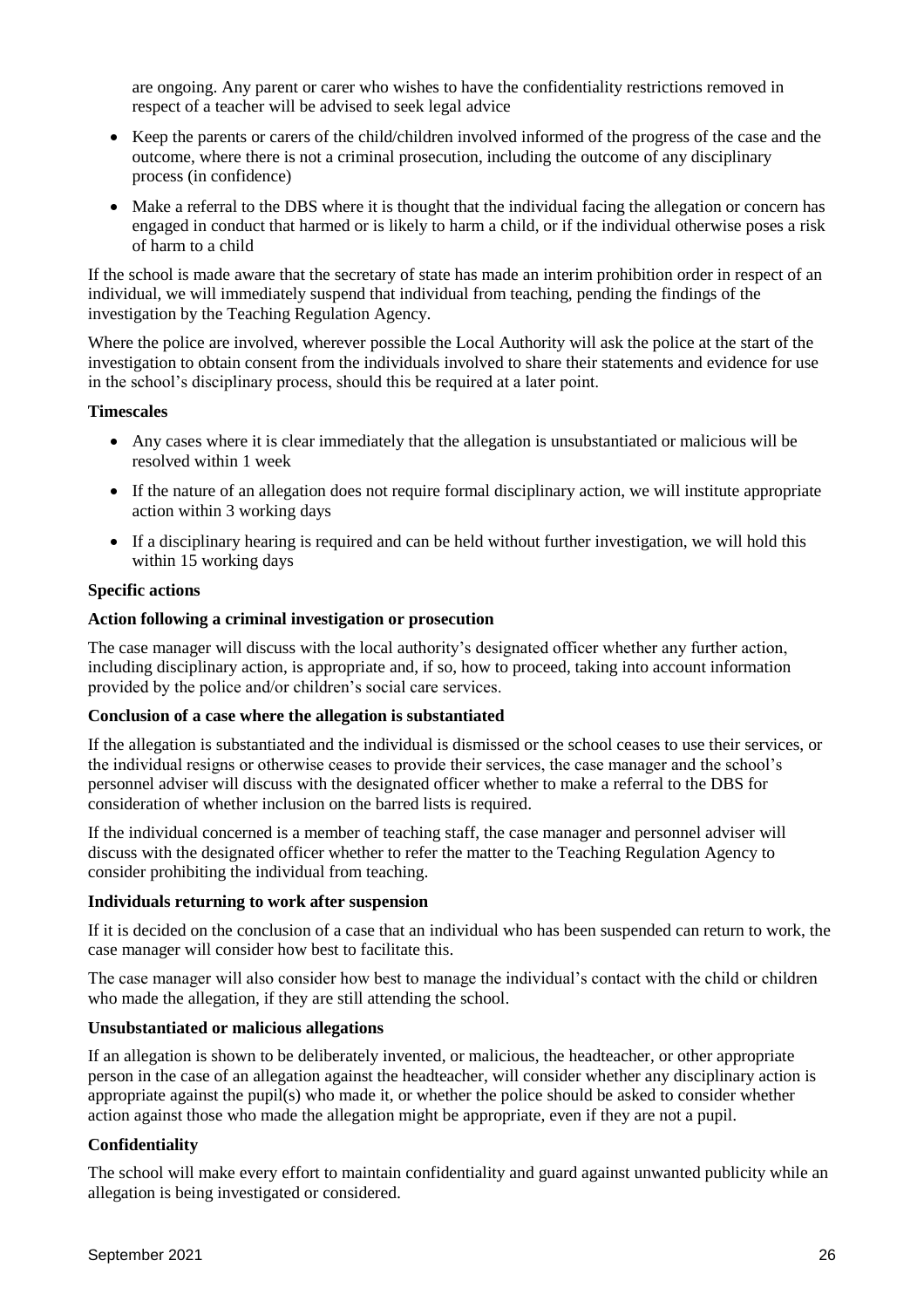are ongoing. Any parent or carer who wishes to have the confidentiality restrictions removed in respect of a teacher will be advised to seek legal advice

- Keep the parents or carers of the child/children involved informed of the progress of the case and the outcome, where there is not a criminal prosecution, including the outcome of any disciplinary process (in confidence)
- Make a referral to the DBS where it is thought that the individual facing the allegation or concern has engaged in conduct that harmed or is likely to harm a child, or if the individual otherwise poses a risk of harm to a child

If the school is made aware that the secretary of state has made an interim prohibition order in respect of an individual, we will immediately suspend that individual from teaching, pending the findings of the investigation by the Teaching Regulation Agency.

Where the police are involved, wherever possible the Local Authority will ask the police at the start of the investigation to obtain consent from the individuals involved to share their statements and evidence for use in the school's disciplinary process, should this be required at a later point.

**Timescales**

- Any cases where it is clear immediately that the allegation is unsubstantiated or malicious will be resolved within 1 week
- If the nature of an allegation does not require formal disciplinary action, we will institute appropriate action within 3 working days
- If a disciplinary hearing is required and can be held without further investigation, we will hold this within 15 working days

**Specific actions**

**Action following a criminal investigation or prosecution**

The case manager will discuss with the local authority's designated officer whether any further action, including disciplinary action, is appropriate and, if so, how to proceed, taking into account information provided by the police and/or children's social care services.

**Conclusion of a case where the allegation is substantiated**

If the allegation is substantiated and the individual is dismissed or the school ceases to use their services, or the individual resigns or otherwise ceases to provide their services, the case manager and the school's personnel adviser will discuss with the designated officer whether to make a referral to the DBS for consideration of whether inclusion on the barred lists is required.

If the individual concerned is a member of teaching staff, the case manager and personnel adviser will discuss with the designated officer whether to refer the matter to the Teaching Regulation Agency to consider prohibiting the individual from teaching.

**Individuals returning to work after suspension**

If it is decided on the conclusion of a case that an individual who has been suspended can return to work, the case manager will consider how best to facilitate this.

The case manager will also consider how best to manage the individual's contact with the child or children who made the allegation, if they are still attending the school.

**Unsubstantiated or malicious allegations**

If an allegation is shown to be deliberately invented, or malicious, the headteacher, or other appropriate person in the case of an allegation against the headteacher, will consider whether any disciplinary action is appropriate against the pupil(s) who made it, or whether the police should be asked to consider whether action against those who made the allegation might be appropriate, even if they are not a pupil.

**Confidentiality**

The school will make every effort to maintain confidentiality and guard against unwanted publicity while an allegation is being investigated or considered.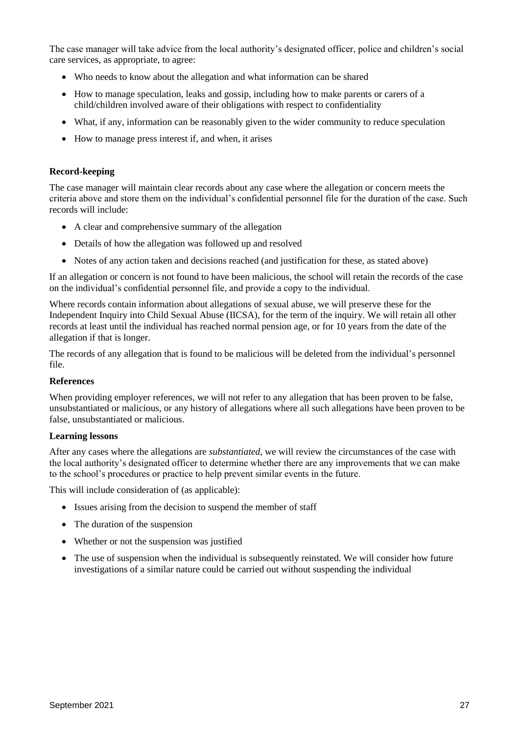The case manager will take advice from the local authority's designated officer, police and children's social care services, as appropriate, to agree:

- Who needs to know about the allegation and what information can be shared
- How to manage speculation, leaks and gossip, including how to make parents or carers of a child/children involved aware of their obligations with respect to confidentiality
- What, if any, information can be reasonably given to the wider community to reduce speculation
- How to manage press interest if, and when, it arises

**Record-keeping**

The case manager will maintain clear records about any case where the allegation or concern meets the criteria above and store them on the individual's confidential personnel file for the duration of the case. Such records will include:

- A clear and comprehensive summary of the allegation
- Details of how the allegation was followed up and resolved
- Notes of any action taken and decisions reached (and justification for these, as stated above)

If an allegation or concern is not found to have been malicious, the school will retain the records of the case on the individual's confidential personnel file, and provide a copy to the individual.

Where records contain information about allegations of sexual abuse, we will preserve these for the Independent Inquiry into Child Sexual Abuse (IICSA), for the term of the inquiry. We will retain all other records at least until the individual has reached normal pension age, or for 10 years from the date of the allegation if that is longer.

The records of any allegation that is found to be malicious will be deleted from the individual's personnel file.

**References**

When providing employer references, we will not refer to any allegation that has been proven to be false, unsubstantiated or malicious, or any history of allegations where all such allegations have been proven to be false, unsubstantiated or malicious.

**Learning lessons**

After any cases where the allegations are *substantiated*, we will review the circumstances of the case with the local authority's designated officer to determine whether there are any improvements that we can make to the school's procedures or practice to help prevent similar events in the future.

This will include consideration of (as applicable):

- Issues arising from the decision to suspend the member of staff
- The duration of the suspension
- Whether or not the suspension was justified
- The use of suspension when the individual is subsequently reinstated. We will consider how future investigations of a similar nature could be carried out without suspending the individual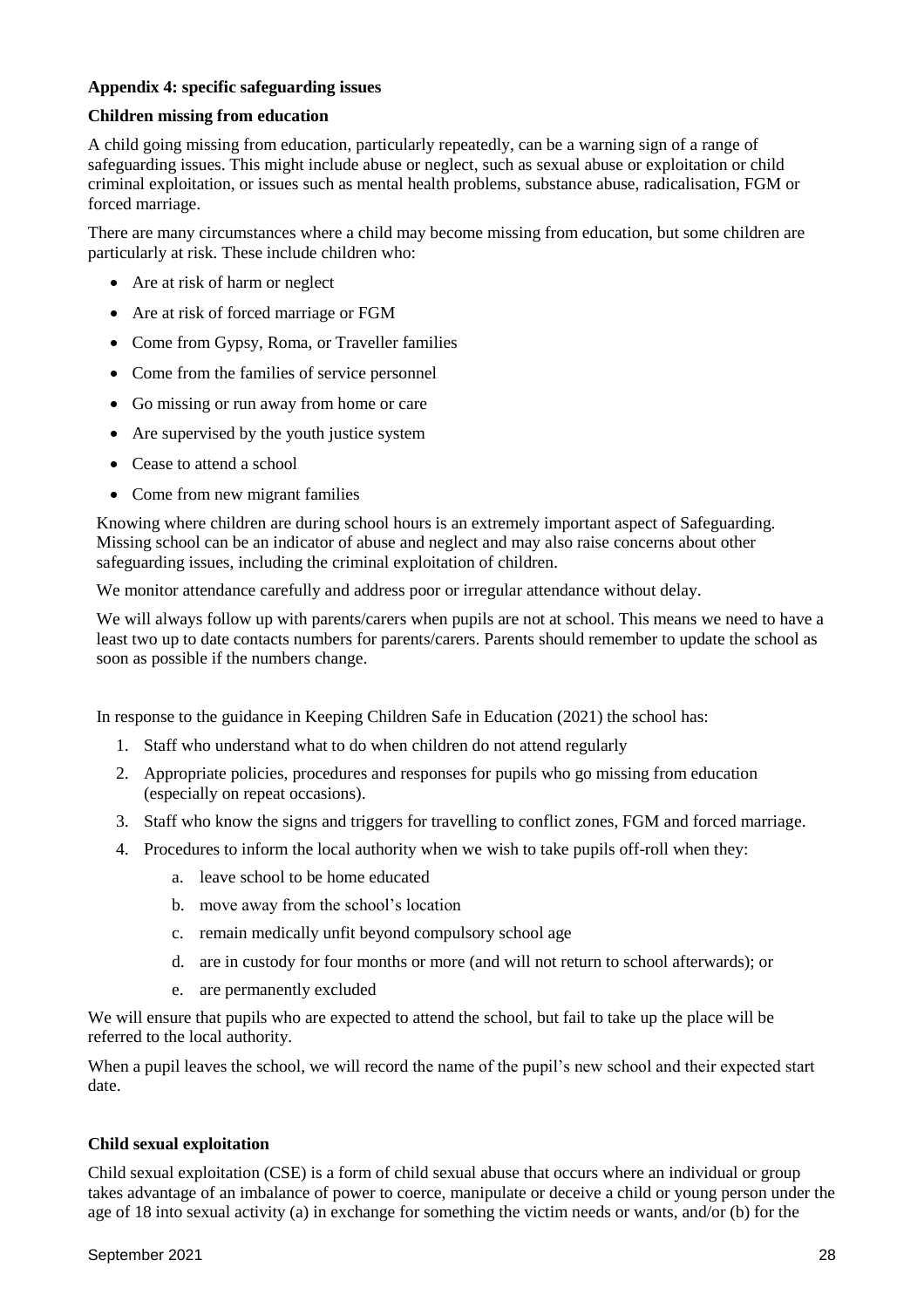**Appendix 4: specific safeguarding issues**

**Children missing from education**

A child going missing from education, particularly repeatedly, can be a warning sign of a range of safeguarding issues. This might include abuse or neglect, such as sexual abuse or exploitation or child criminal exploitation, or issues such as mental health problems, substance abuse, radicalisation, FGM or forced marriage.

There are many circumstances where a child may become missing from education, but some children are particularly at risk. These include children who:

- Are at risk of harm or neglect
- Are at risk of forced marriage or FGM
- Come from Gypsy, Roma, or Traveller families
- Come from the families of service personnel
- Go missing or run away from home or care
- Are supervised by the youth justice system
- Cease to attend a school
- Come from new migrant families

Knowing where children are during school hours is an extremely important aspect of Safeguarding. Missing school can be an indicator of abuse and neglect and may also raise concerns about other safeguarding issues, including the criminal exploitation of children.

We monitor attendance carefully and address poor or irregular attendance without delay.

We will always follow up with parents/carers when pupils are not at school. This means we need to have a least two up to date contacts numbers for parents/carers. Parents should remember to update the school as soon as possible if the numbers change.

In response to the guidance in Keeping Children Safe in Education (2021) the school has:

1. Staff who understand what to do when children do not attend regularly
2. Appropriate policies, procedures and responses for pupils who go missing from education (especially on repeat occasions).
3. Staff who know the signs and triggers for travelling to conflict zones, FGM and forced marriage.
4. Procedures to inform the local authority when we wish to take pupils off-roll when they:
   a. leave school to be home educated
   b. move away from the school's location
   c. remain medically unfit beyond compulsory school age
   d. are in custody for four months or more (and will not return to school afterwards); or
   e. are permanently excluded

We will ensure that pupils who are expected to attend the school, but fail to take up the place will be referred to the local authority.

When a pupil leaves the school, we will record the name of the pupil's new school and their expected start date.

**Child sexual exploitation**

Child sexual exploitation (CSE) is a form of child sexual abuse that occurs where an individual or group takes advantage of an imbalance of power to coerce, manipulate or deceive a child or young person under the age of 18 into sexual activity (a) in exchange for something the victim needs or wants, and/or (b) for the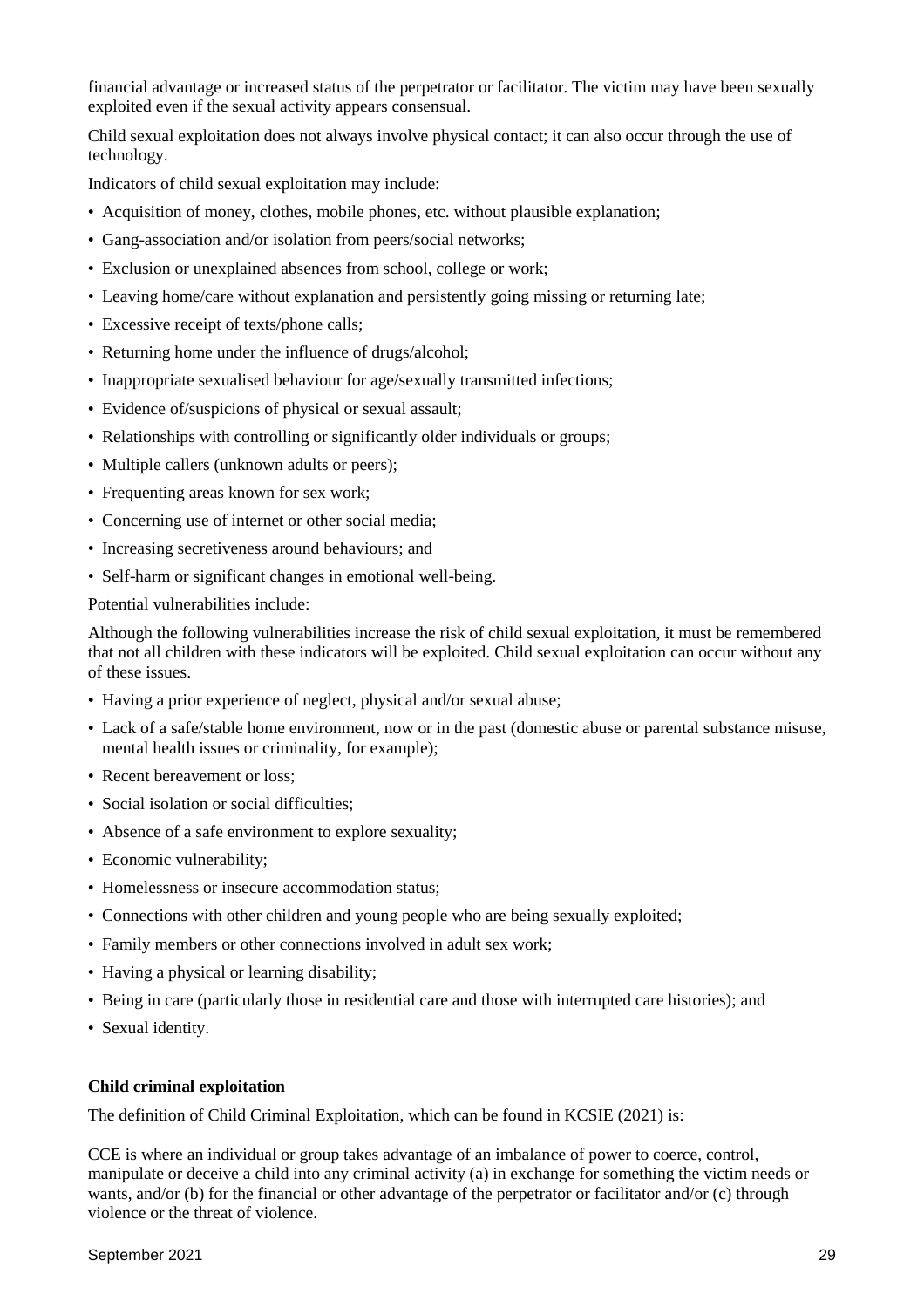financial advantage or increased status of the perpetrator or facilitator. The victim may have been sexually exploited even if the sexual activity appears consensual.

Child sexual exploitation does not always involve physical contact; it can also occur through the use of technology.

Indicators of child sexual exploitation may include:

- Acquisition of money, clothes, mobile phones, etc. without plausible explanation;
- Gang-association and/or isolation from peers/social networks;
- Exclusion or unexplained absences from school, college or work;
- Leaving home/care without explanation and persistently going missing or returning late;
- Excessive receipt of texts/phone calls;
- Returning home under the influence of drugs/alcohol;
- Inappropriate sexualised behaviour for age/sexually transmitted infections;
- Evidence of/suspicions of physical or sexual assault;
- Relationships with controlling or significantly older individuals or groups;
- Multiple callers (unknown adults or peers);
- Frequenting areas known for sex work;
- Concerning use of internet or other social media;
- Increasing secretiveness around behaviours; and
- Self-harm or significant changes in emotional well-being.

Potential vulnerabilities include:

Although the following vulnerabilities increase the risk of child sexual exploitation, it must be remembered that not all children with these indicators will be exploited. Child sexual exploitation can occur without any of these issues.

- Having a prior experience of neglect, physical and/or sexual abuse;
- Lack of a safe/stable home environment, now or in the past (domestic abuse or parental substance misuse, mental health issues or criminality, for example);
- Recent bereavement or loss;
- Social isolation or social difficulties;
- Absence of a safe environment to explore sexuality;
- Economic vulnerability;
- Homelessness or insecure accommodation status;
- Connections with other children and young people who are being sexually exploited;
- Family members or other connections involved in adult sex work;
- Having a physical or learning disability;
- Being in care (particularly those in residential care and those with interrupted care histories); and
- Sexual identity.

**Child criminal exploitation**

The definition of Child Criminal Exploitation, which can be found in KCSIE (2021) is:

CCE is where an individual or group takes advantage of an imbalance of power to coerce, control, manipulate or deceive a child into any criminal activity (a) in exchange for something the victim needs or wants, and/or (b) for the financial or other advantage of the perpetrator or facilitator and/or (c) through violence or the threat of violence.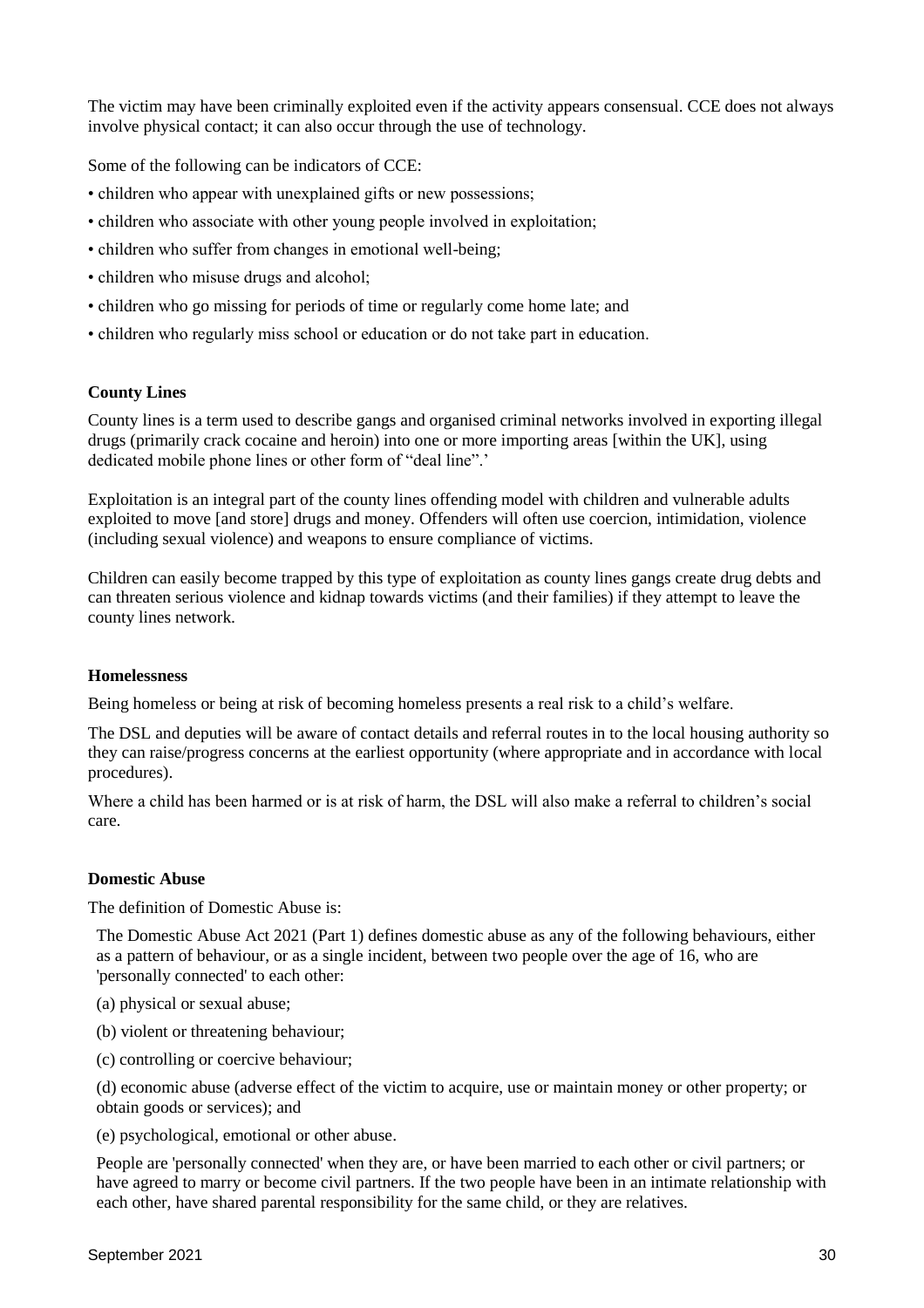The victim may have been criminally exploited even if the activity appears consensual. CCE does not always involve physical contact; it can also occur through the use of technology.

Some of the following can be indicators of CCE:

- children who appear with unexplained gifts or new possessions;
- children who associate with other young people involved in exploitation;
- children who suffer from changes in emotional well-being;
- children who misuse drugs and alcohol;
- children who go missing for periods of time or regularly come home late; and
- children who regularly miss school or education or do not take part in education.

**County Lines**

County lines is a term used to describe gangs and organised criminal networks involved in exporting illegal drugs (primarily crack cocaine and heroin) into one or more importing areas [within the UK], using dedicated mobile phone lines or other form of "deal line".'

Exploitation is an integral part of the county lines offending model with children and vulnerable adults exploited to move [and store] drugs and money. Offenders will often use coercion, intimidation, violence (including sexual violence) and weapons to ensure compliance of victims.

Children can easily become trapped by this type of exploitation as county lines gangs create drug debts and can threaten serious violence and kidnap towards victims (and their families) if they attempt to leave the county lines network.

**Homelessness**

Being homeless or being at risk of becoming homeless presents a real risk to a child's welfare.

The DSL and deputies will be aware of contact details and referral routes in to the local housing authority so they can raise/progress concerns at the earliest opportunity (where appropriate and in accordance with local procedures).

Where a child has been harmed or is at risk of harm, the DSL will also make a referral to children's social care.

**Domestic Abuse**

The definition of Domestic Abuse is:

The Domestic Abuse Act 2021 (Part 1) defines domestic abuse as any of the following behaviours, either as a pattern of behaviour, or as a single incident, between two people over the age of 16, who are 'personally connected' to each other:

(a) physical or sexual abuse;

(b) violent or threatening behaviour;

(c) controlling or coercive behaviour;

(d) economic abuse (adverse effect of the victim to acquire, use or maintain money or other property; or obtain goods or services); and

(e) psychological, emotional or other abuse.

People are 'personally connected' when they are, or have been married to each other or civil partners; or have agreed to marry or become civil partners. If the two people have been in an intimate relationship with each other, have shared parental responsibility for the same child, or they are relatives.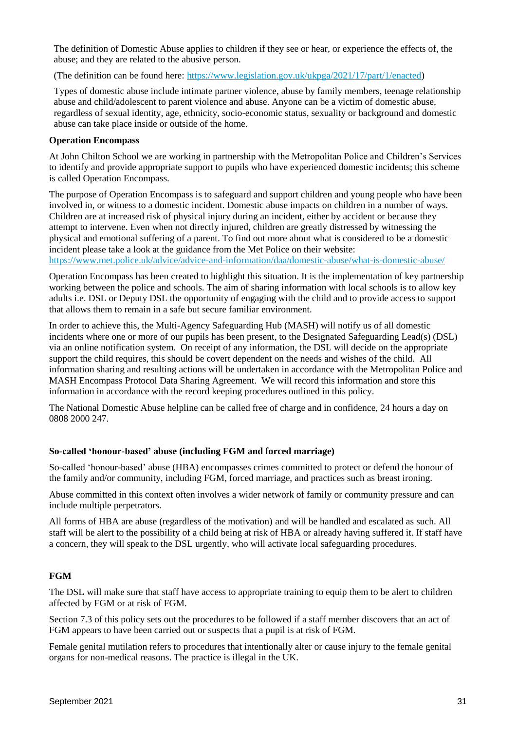The definition of Domestic Abuse applies to children if they see or hear, or experience the effects of, the abuse; and they are related to the abusive person.

(The definition can be found here: https://www.legislation.gov.uk/ukpga/2021/17/part/1/enacted)

Types of domestic abuse include intimate partner violence, abuse by family members, teenage relationship abuse and child/adolescent to parent violence and abuse. Anyone can be a victim of domestic abuse, regardless of sexual identity, age, ethnicity, socio-economic status, sexuality or background and domestic abuse can take place inside or outside of the home.

**Operation Encompass**

At John Chilton School we are working in partnership with the Metropolitan Police and Children's Services to identify and provide appropriate support to pupils who have experienced domestic incidents; this scheme is called Operation Encompass.

The purpose of Operation Encompass is to safeguard and support children and young people who have been involved in, or witness to a domestic incident. Domestic abuse impacts on children in a number of ways. Children are at increased risk of physical injury during an incident, either by accident or because they attempt to intervene. Even when not directly injured, children are greatly distressed by witnessing the physical and emotional suffering of a parent. To find out more about what is considered to be a domestic incident please take a look at the guidance from the Met Police on their website: https://www.met.police.uk/advice/advice-and-information/daa/domestic-abuse/what-is-domestic-abuse/

Operation Encompass has been created to highlight this situation. It is the implementation of key partnership working between the police and schools. The aim of sharing information with local schools is to allow key adults i.e. DSL or Deputy DSL the opportunity of engaging with the child and to provide access to support that allows them to remain in a safe but secure familiar environment.

In order to achieve this, the Multi-Agency Safeguarding Hub (MASH) will notify us of all domestic incidents where one or more of our pupils has been present, to the Designated Safeguarding Lead(s) (DSL) via an online notification system. On receipt of any information, the DSL will decide on the appropriate support the child requires, this should be covert dependent on the needs and wishes of the child. All information sharing and resulting actions will be undertaken in accordance with the Metropolitan Police and MASH Encompass Protocol Data Sharing Agreement. We will record this information and store this information in accordance with the record keeping procedures outlined in this policy.

The National Domestic Abuse helpline can be called free of charge and in confidence, 24 hours a day on 0808 2000 247.

**So-called 'honour-based' abuse (including FGM and forced marriage)**

So-called 'honour-based' abuse (HBA) encompasses crimes committed to protect or defend the honour of the family and/or community, including FGM, forced marriage, and practices such as breast ironing.

Abuse committed in this context often involves a wider network of family or community pressure and can include multiple perpetrators.

All forms of HBA are abuse (regardless of the motivation) and will be handled and escalated as such. All staff will be alert to the possibility of a child being at risk of HBA or already having suffered it. If staff have a concern, they will speak to the DSL urgently, who will activate local safeguarding procedures.

**FGM**

The DSL will make sure that staff have access to appropriate training to equip them to be alert to children affected by FGM or at risk of FGM.

Section 7.3 of this policy sets out the procedures to be followed if a staff member discovers that an act of FGM appears to have been carried out or suspects that a pupil is at risk of FGM.

Female genital mutilation refers to procedures that intentionally alter or cause injury to the female genital organs for non-medical reasons. The practice is illegal in the UK.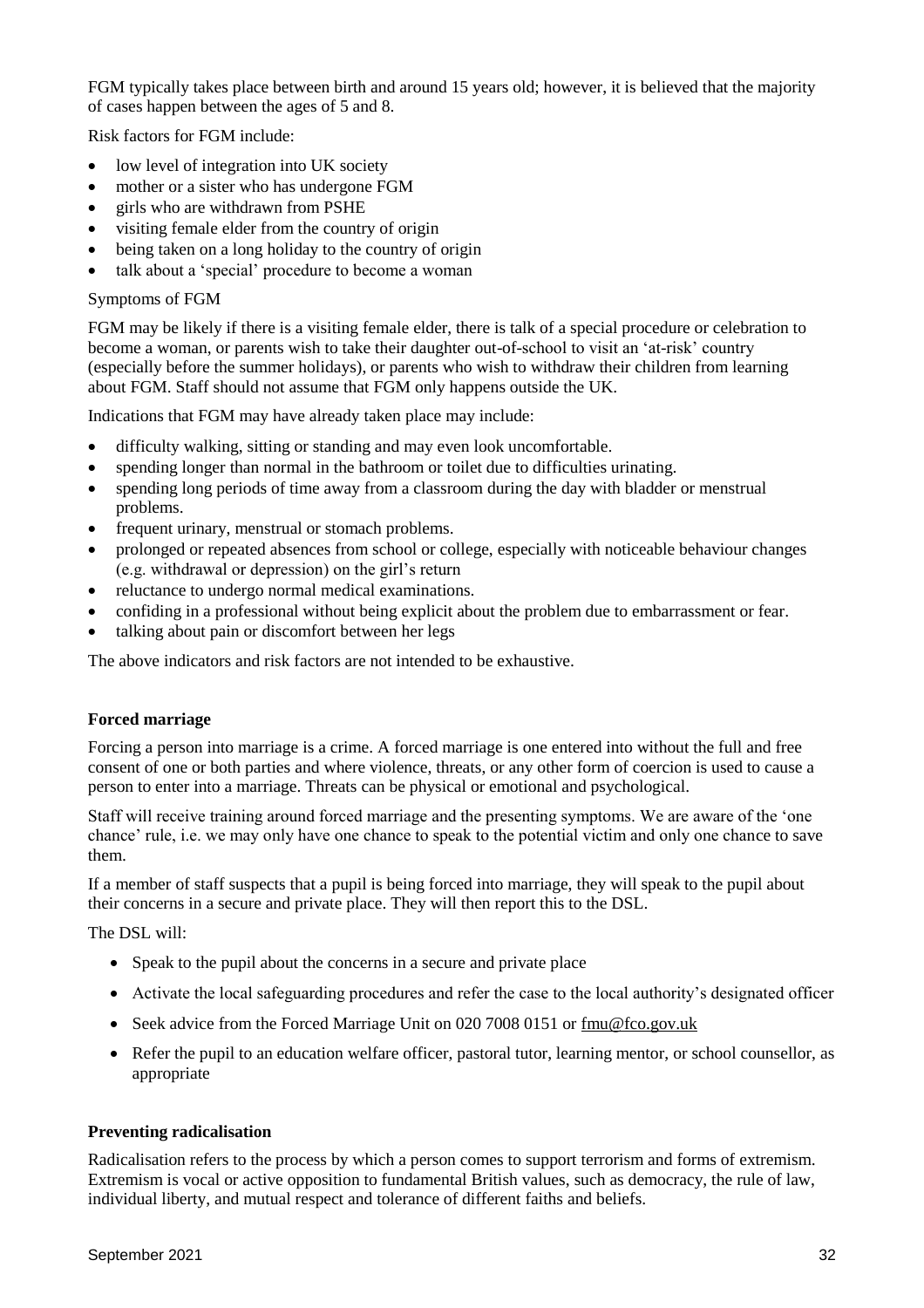FGM typically takes place between birth and around 15 years old; however, it is believed that the majority of cases happen between the ages of 5 and 8.

Risk factors for FGM include:

- low level of integration into UK society
- mother or a sister who has undergone FGM
- girls who are withdrawn from PSHE
- visiting female elder from the country of origin
- being taken on a long holiday to the country of origin
- talk about a 'special' procedure to become a woman

Symptoms of FGM

FGM may be likely if there is a visiting female elder, there is talk of a special procedure or celebration to become a woman, or parents wish to take their daughter out-of-school to visit an 'at-risk' country (especially before the summer holidays), or parents who wish to withdraw their children from learning about FGM. Staff should not assume that FGM only happens outside the UK.

Indications that FGM may have already taken place may include:

- difficulty walking, sitting or standing and may even look uncomfortable.
- spending longer than normal in the bathroom or toilet due to difficulties urinating.
- spending long periods of time away from a classroom during the day with bladder or menstrual problems.
- frequent urinary, menstrual or stomach problems.
- prolonged or repeated absences from school or college, especially with noticeable behaviour changes (e.g. withdrawal or depression) on the girl's return
- reluctance to undergo normal medical examinations.
- confiding in a professional without being explicit about the problem due to embarrassment or fear.
- talking about pain or discomfort between her legs

The above indicators and risk factors are not intended to be exhaustive.

**Forced marriage**

Forcing a person into marriage is a crime. A forced marriage is one entered into without the full and free consent of one or both parties and where violence, threats, or any other form of coercion is used to cause a person to enter into a marriage. Threats can be physical or emotional and psychological.

Staff will receive training around forced marriage and the presenting symptoms. We are aware of the 'one chance' rule, i.e. we may only have one chance to speak to the potential victim and only one chance to save them.

If a member of staff suspects that a pupil is being forced into marriage, they will speak to the pupil about their concerns in a secure and private place. They will then report this to the DSL.

The DSL will:

- Speak to the pupil about the concerns in a secure and private place
- Activate the local safeguarding procedures and refer the case to the local authority's designated officer
- Seek advice from the Forced Marriage Unit on 020 7008 0151 or fmu@fco.gov.uk
- Refer the pupil to an education welfare officer, pastoral tutor, learning mentor, or school counsellor, as appropriate

**Preventing radicalisation**

Radicalisation refers to the process by which a person comes to support terrorism and forms of extremism. Extremism is vocal or active opposition to fundamental British values, such as democracy, the rule of law, individual liberty, and mutual respect and tolerance of different faiths and beliefs.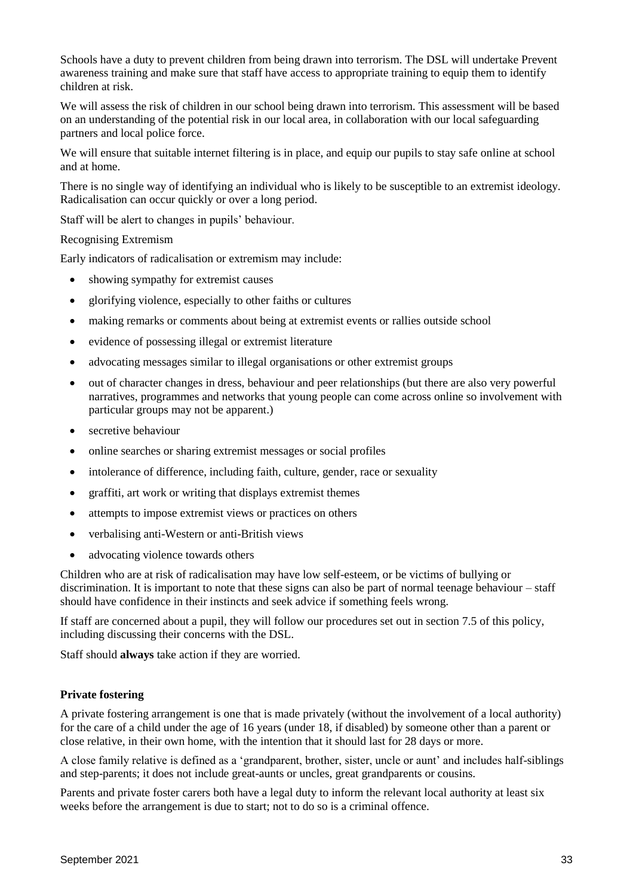Schools have a duty to prevent children from being drawn into terrorism. The DSL will undertake Prevent awareness training and make sure that staff have access to appropriate training to equip them to identify children at risk.

We will assess the risk of children in our school being drawn into terrorism. This assessment will be based on an understanding of the potential risk in our local area, in collaboration with our local safeguarding partners and local police force.

We will ensure that suitable internet filtering is in place, and equip our pupils to stay safe online at school and at home.

There is no single way of identifying an individual who is likely to be susceptible to an extremist ideology. Radicalisation can occur quickly or over a long period.

Staff will be alert to changes in pupils' behaviour.

Recognising Extremism

Early indicators of radicalisation or extremism may include:

- showing sympathy for extremist causes
- glorifying violence, especially to other faiths or cultures
- making remarks or comments about being at extremist events or rallies outside school
- evidence of possessing illegal or extremist literature
- advocating messages similar to illegal organisations or other extremist groups
- out of character changes in dress, behaviour and peer relationships (but there are also very powerful narratives, programmes and networks that young people can come across online so involvement with particular groups may not be apparent.)
- secretive behaviour
- online searches or sharing extremist messages or social profiles
- intolerance of difference, including faith, culture, gender, race or sexuality
- graffiti, art work or writing that displays extremist themes
- attempts to impose extremist views or practices on others
- verbalising anti-Western or anti-British views
- advocating violence towards others

Children who are at risk of radicalisation may have low self-esteem, or be victims of bullying or discrimination. It is important to note that these signs can also be part of normal teenage behaviour – staff should have confidence in their instincts and seek advice if something feels wrong.

If staff are concerned about a pupil, they will follow our procedures set out in section 7.5 of this policy, including discussing their concerns with the DSL.

Staff should **always** take action if they are worried.

**Private fostering**

A private fostering arrangement is one that is made privately (without the involvement of a local authority) for the care of a child under the age of 16 years (under 18, if disabled) by someone other than a parent or close relative, in their own home, with the intention that it should last for 28 days or more.

A close family relative is defined as a 'grandparent, brother, sister, uncle or aunt' and includes half-siblings and step-parents; it does not include great-aunts or uncles, great grandparents or cousins.

Parents and private foster carers both have a legal duty to inform the relevant local authority at least six weeks before the arrangement is due to start; not to do so is a criminal offence.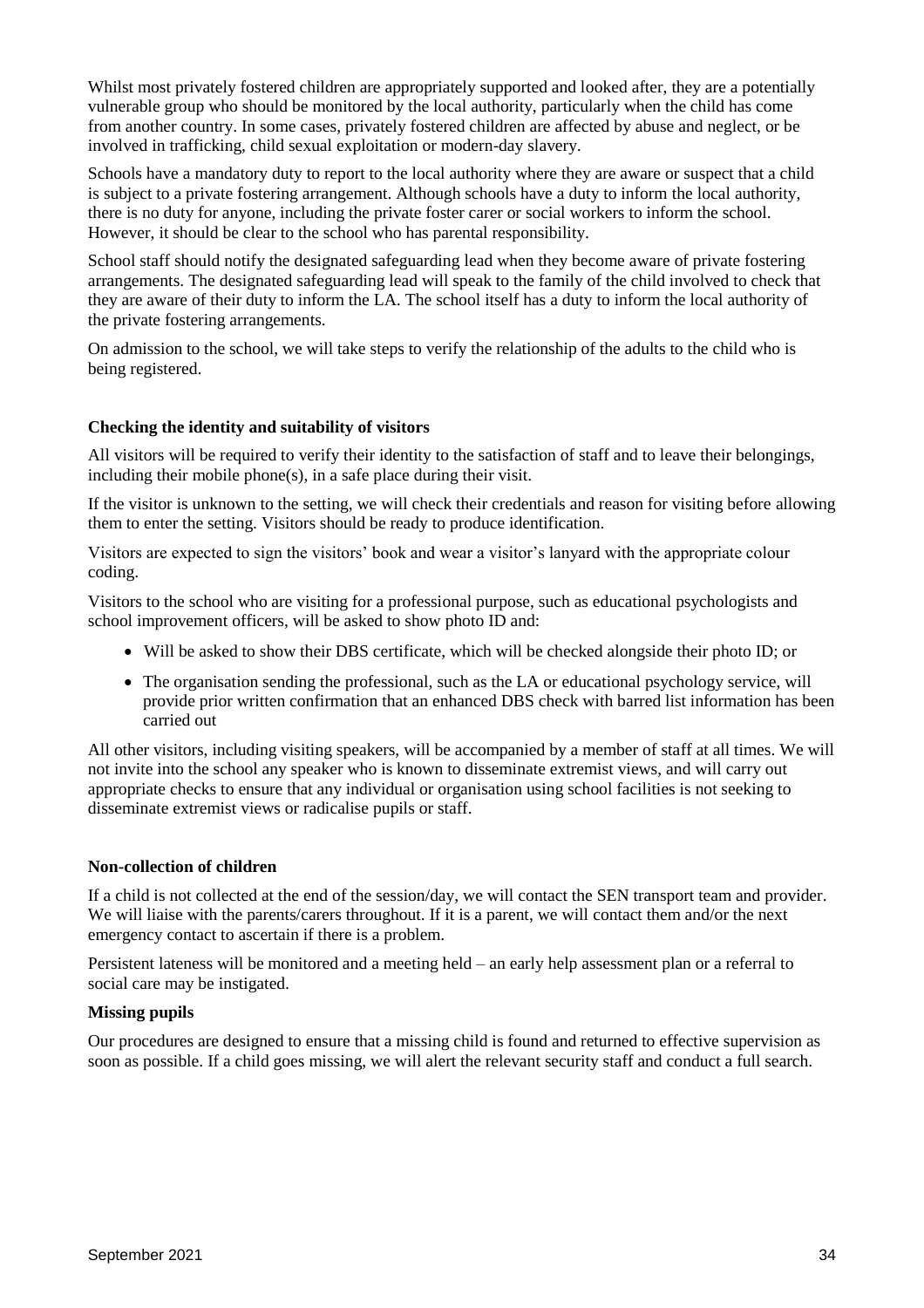Whilst most privately fostered children are appropriately supported and looked after, they are a potentially vulnerable group who should be monitored by the local authority, particularly when the child has come from another country. In some cases, privately fostered children are affected by abuse and neglect, or be involved in trafficking, child sexual exploitation or modern-day slavery.

Schools have a mandatory duty to report to the local authority where they are aware or suspect that a child is subject to a private fostering arrangement. Although schools have a duty to inform the local authority, there is no duty for anyone, including the private foster carer or social workers to inform the school. However, it should be clear to the school who has parental responsibility.

School staff should notify the designated safeguarding lead when they become aware of private fostering arrangements. The designated safeguarding lead will speak to the family of the child involved to check that they are aware of their duty to inform the LA. The school itself has a duty to inform the local authority of the private fostering arrangements.

On admission to the school, we will take steps to verify the relationship of the adults to the child who is being registered.

**Checking the identity and suitability of visitors**

All visitors will be required to verify their identity to the satisfaction of staff and to leave their belongings, including their mobile phone(s), in a safe place during their visit.

If the visitor is unknown to the setting, we will check their credentials and reason for visiting before allowing them to enter the setting. Visitors should be ready to produce identification.

Visitors are expected to sign the visitors' book and wear a visitor's lanyard with the appropriate colour coding.

Visitors to the school who are visiting for a professional purpose, such as educational psychologists and school improvement officers, will be asked to show photo ID and:

- Will be asked to show their DBS certificate, which will be checked alongside their photo ID; or
- The organisation sending the professional, such as the LA or educational psychology service, will provide prior written confirmation that an enhanced DBS check with barred list information has been carried out

All other visitors, including visiting speakers, will be accompanied by a member of staff at all times. We will not invite into the school any speaker who is known to disseminate extremist views, and will carry out appropriate checks to ensure that any individual or organisation using school facilities is not seeking to disseminate extremist views or radicalise pupils or staff.

**Non-collection of children**

If a child is not collected at the end of the session/day, we will contact the SEN transport team and provider. We will liaise with the parents/carers throughout. If it is a parent, we will contact them and/or the next emergency contact to ascertain if there is a problem.

Persistent lateness will be monitored and a meeting held – an early help assessment plan or a referral to social care may be instigated.

**Missing pupils**

Our procedures are designed to ensure that a missing child is found and returned to effective supervision as soon as possible. If a child goes missing, we will alert the relevant security staff and conduct a full search.